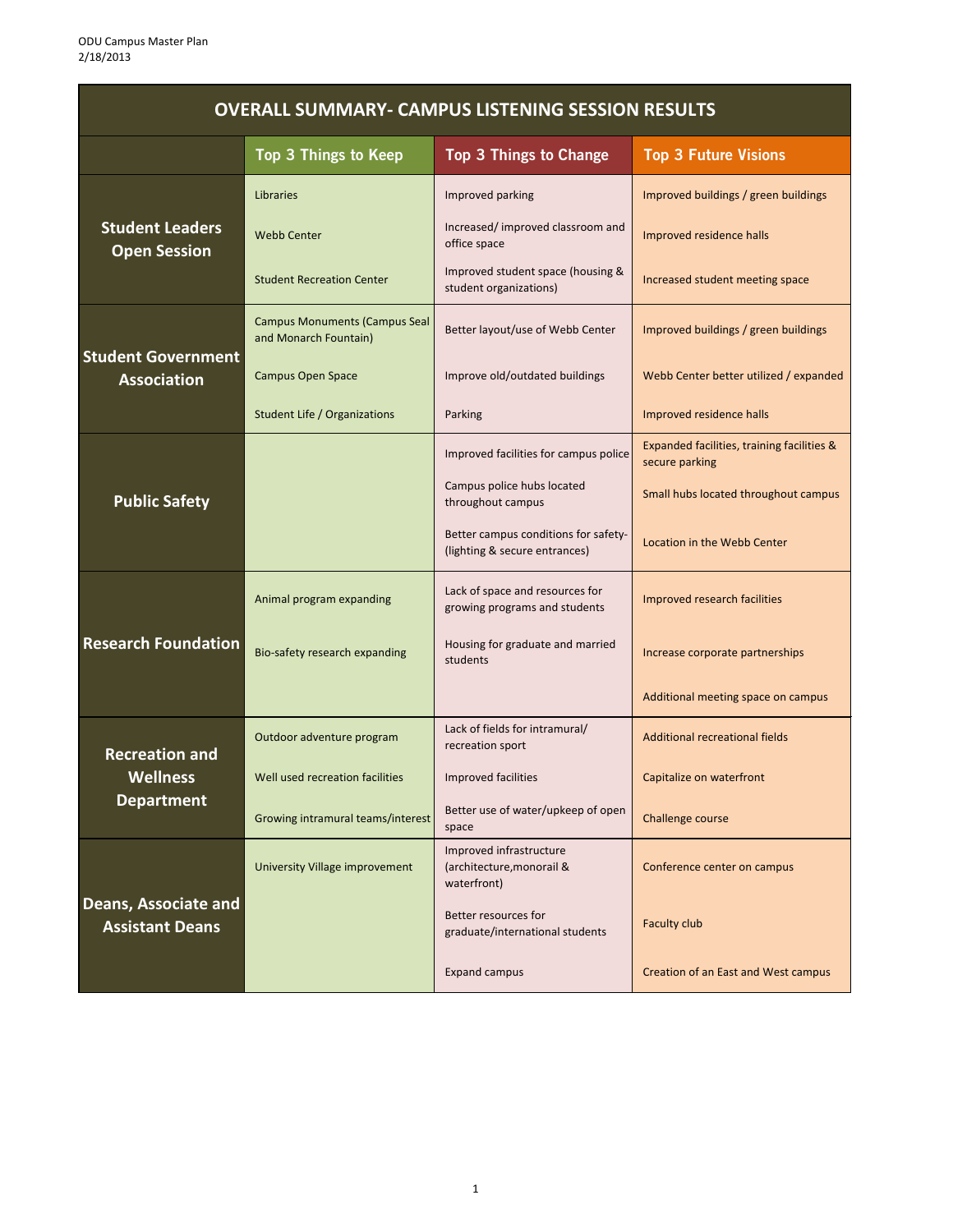ODU Campus Master Plan
2/18/2013

# OVERALL SUMMARY- CAMPUS LISTENING SESSION RESULTS

| | Top 3 Things to Keep | Top 3 Things to Change | Top 3 Future Visions |
|---|---|---|---|
| **Student Leaders Open Session** | Libraries | Improved parking | Improved buildings / green buildings |
| | Webb Center | Increased/ improved classroom and office space | Improved residence halls |
| | Student Recreation Center | Improved student space (housing & student organizations) | Increased student meeting space |
| **Student Government Association** | Campus Monuments (Campus Seal and Monarch Fountain) | Better layout/use of Webb Center | Improved buildings / green buildings |
| | Campus Open Space | Improve old/outdated buildings | Webb Center better utilized / expanded |
| | Student Life / Organizations | Parking | Improved residence halls |
| **Public Safety** | | Improved facilities for campus police | Expanded facilities, training facilities & secure parking |
| | | Campus police hubs located throughout campus | Small hubs located throughout campus |
| | | Better campus conditions for safety- (lighting & secure entrances) | Location in the Webb Center |
| **Research Foundation** | Animal program expanding | Lack of space and resources for growing programs and students | Improved research facilities |
| | Bio-safety research expanding | Housing for graduate and married students | Increase corporate partnerships |
| | | | Additional meeting space on campus |
| **Recreation and Wellness Department** | Outdoor adventure program | Lack of fields for intramural/ recreation sport | Additional recreational fields |
| | Well used recreation facilities | Improved facilities | Capitalize on waterfront |
| | Growing intramural teams/interest | Better use of water/upkeep of open space | Challenge course |
| **Deans, Associate and Assistant Deans** | University Village improvement | Improved infrastructure (architecture,monorail & waterfront) | Conference center on campus |
| | | Better resources for graduate/international students | Faculty club |
| | | Expand campus | Creation of an East and West campus |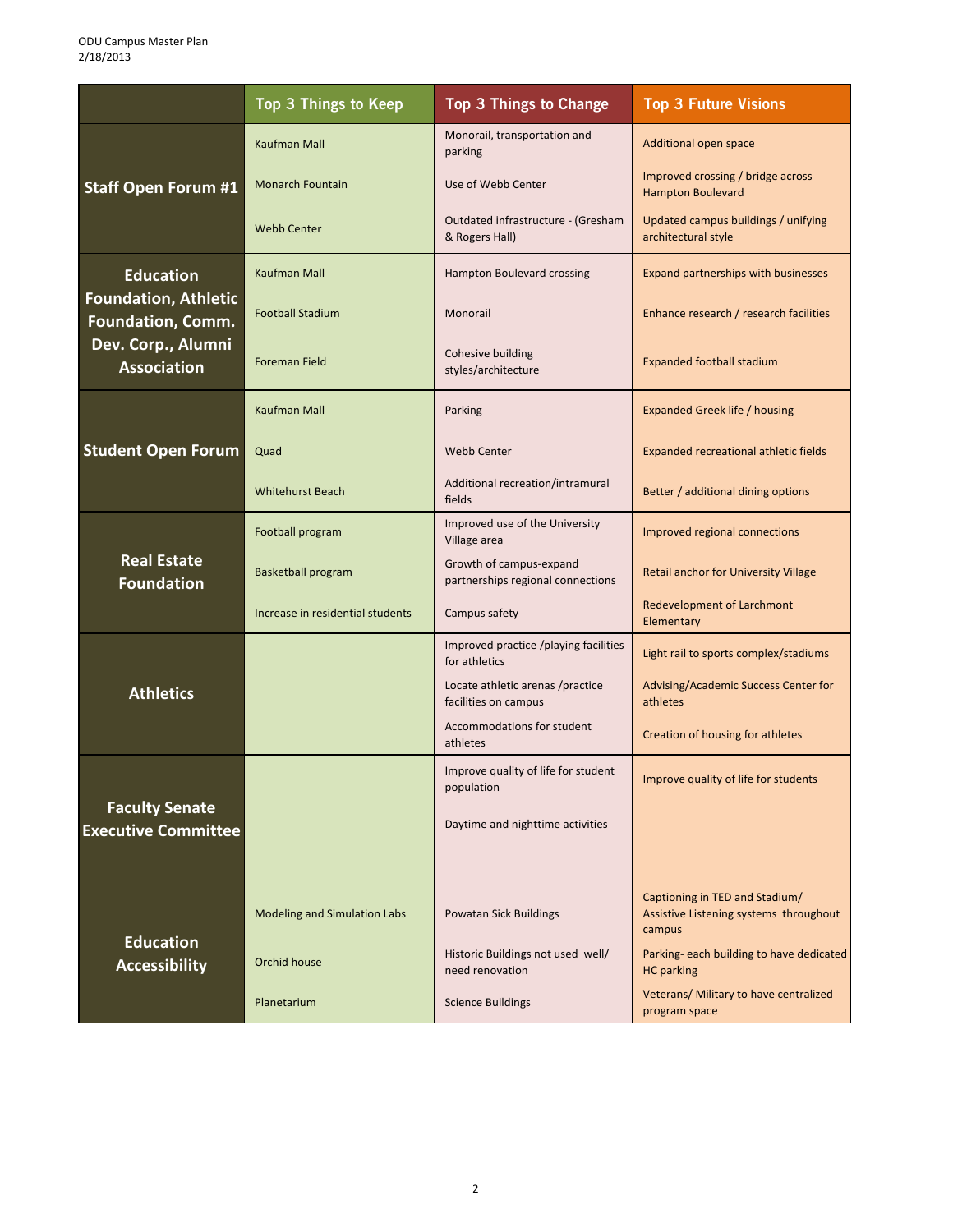| | Top 3 Things to Keep | Top 3 Things to Change | Top 3 Future Visions |
|---|---|---|---|
| **Staff Open Forum #1** | Kaufman Mall | Monorail, transportation and parking | Additional open space |
| | Monarch Fountain | Use of Webb Center | Improved crossing / bridge across Hampton Boulevard |
| | Webb Center | Outdated infrastructure - (Gresham & Rogers Hall) | Updated campus buildings / unifying architectural style |
| **Education Foundation, Athletic Foundation, Comm. Dev. Corp., Alumni Association** | Kaufman Mall | Hampton Boulevard crossing | Expand partnerships with businesses |
| | Football Stadium | Monorail | Enhance research / research facilities |
| | Foreman Field | Cohesive building styles/architecture | Expanded football stadium |
| **Student Open Forum** | Kaufman Mall | Parking | Expanded Greek life / housing |
| | Quad | Webb Center | Expanded recreational athletic fields |
| | Whitehurst Beach | Additional recreation/intramural fields | Better / additional dining options |
| **Real Estate Foundation** | Football program | Improved use of the University Village area | Improved regional connections |
| | Basketball program | Growth of campus-expand partnerships regional connections | Retail anchor for University Village |
| | Increase in residential students | Campus safety | Redevelopment of Larchmont Elementary |
| **Athletics** | | Improved practice /playing facilities for athletics | Light rail to sports complex/stadiums |
| | | Locate athletic arenas /practice facilities on campus | Advising/Academic Success Center for athletes |
| | | Accommodations for student athletes | Creation of housing for athletes |
| **Faculty Senate Executive Committee** | | Improve quality of life for student population | Improve quality of life for students |
| | | Daytime and nighttime activities | |
| **Education Accessibility** | Modeling and Simulation Labs | Powatan Sick Buildings | Captioning in TED and Stadium/ Assistive Listening systems throughout campus |
| | Orchid house | Historic Buildings not used well/ need renovation | Parking- each building to have dedicated HC parking |
| | Planetarium | Science Buildings | Veterans/ Military to have centralized program space |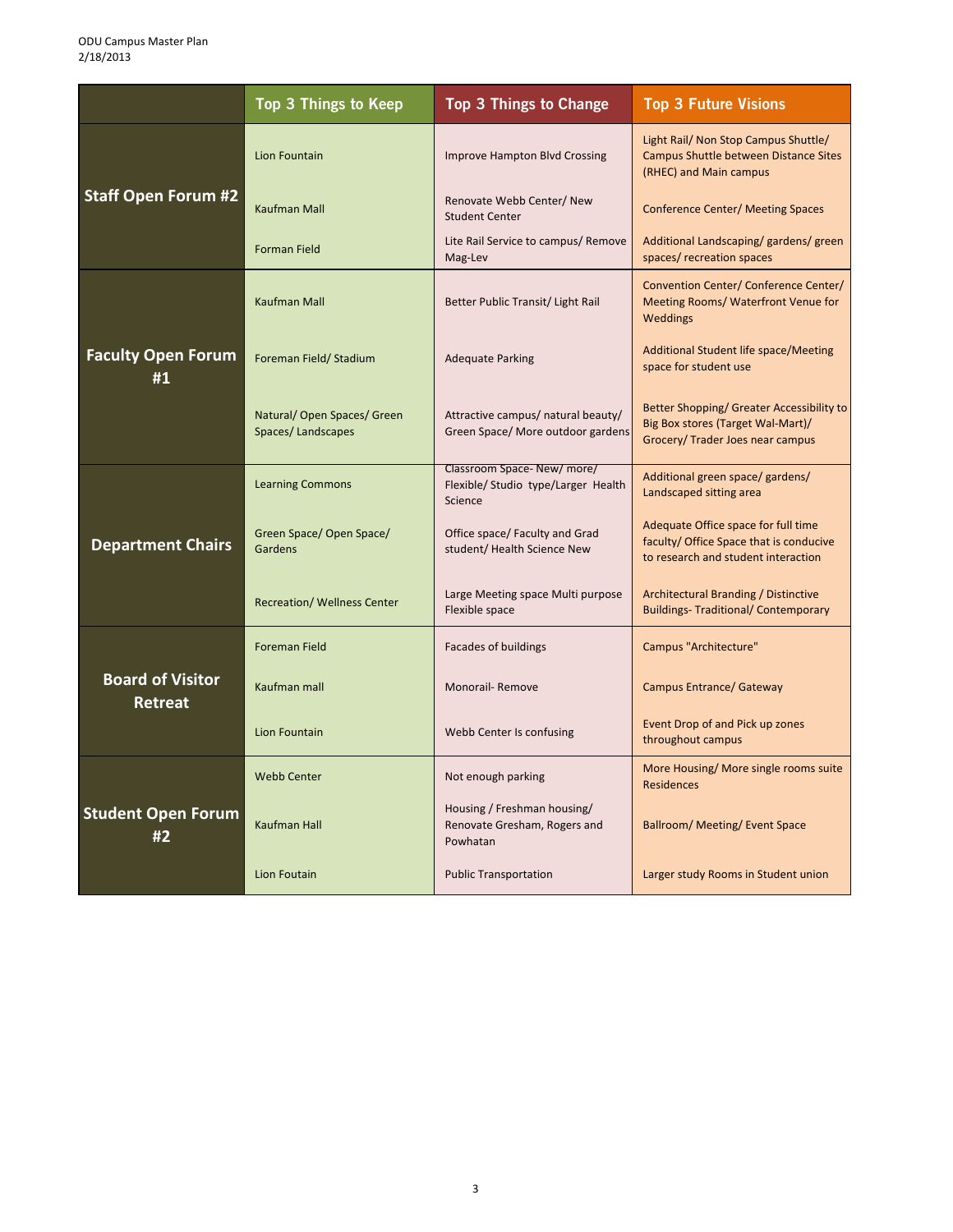| | Top 3 Things to Keep | Top 3 Things to Change | Top 3 Future Visions |
|---|---|---|---|
| **Staff Open Forum #2** | Lion Fountain | Improve Hampton Blvd Crossing | Light Rail/ Non Stop Campus Shuttle/ Campus Shuttle between Distance Sites (RHEC) and Main campus |
| | Kaufman Mall | Renovate Webb Center/ New Student Center | Conference Center/ Meeting Spaces |
| | Forman Field | Lite Rail Service to campus/ Remove Mag-Lev | Additional Landscaping/ gardens/ green spaces/ recreation spaces |
| **Faculty Open Forum #1** | Kaufman Mall | Better Public Transit/ Light Rail | Convention Center/ Conference Center/ Meeting Rooms/ Waterfront Venue for Weddings |
| | Foreman Field/ Stadium | Adequate Parking | Additional Student life space/Meeting space for student use |
| | Natural/ Open Spaces/ Green Spaces/ Landscapes | Attractive campus/ natural beauty/ Green Space/ More outdoor gardens | Better Shopping/ Greater Accessibility to Big Box stores (Target Wal-Mart)/ Grocery/ Trader Joes near campus |
| **Department Chairs** | Learning Commons | Classroom Space- New/ more/ Flexible/ Studio type/Larger Health Science | Additional green space/ gardens/ Landscaped sitting area |
| | Green Space/ Open Space/ Gardens | Office space/ Faculty and Grad student/ Health Science New | Adequate Office space for full time faculty/ Office Space that is conducive to research and student interaction |
| | Recreation/ Wellness Center | Large Meeting space Multi purpose Flexible space | Architectural Branding / Distinctive Buildings- Traditional/ Contemporary |
| **Board of Visitor Retreat** | Foreman Field | Facades of buildings | Campus "Architecture" |
| | Kaufman mall | Monorail- Remove | Campus Entrance/ Gateway |
| | Lion Fountain | Webb Center Is confusing | Event Drop of and Pick up zones throughout campus |
| **Student Open Forum #2** | Webb Center | Not enough parking | More Housing/ More single rooms suite Residences |
| | Kaufman Hall | Housing / Freshman housing/ Renovate Gresham, Rogers and Powhatan | Ballroom/ Meeting/ Event Space |
| | Lion Foutain | Public Transportation | Larger study Rooms in Student union |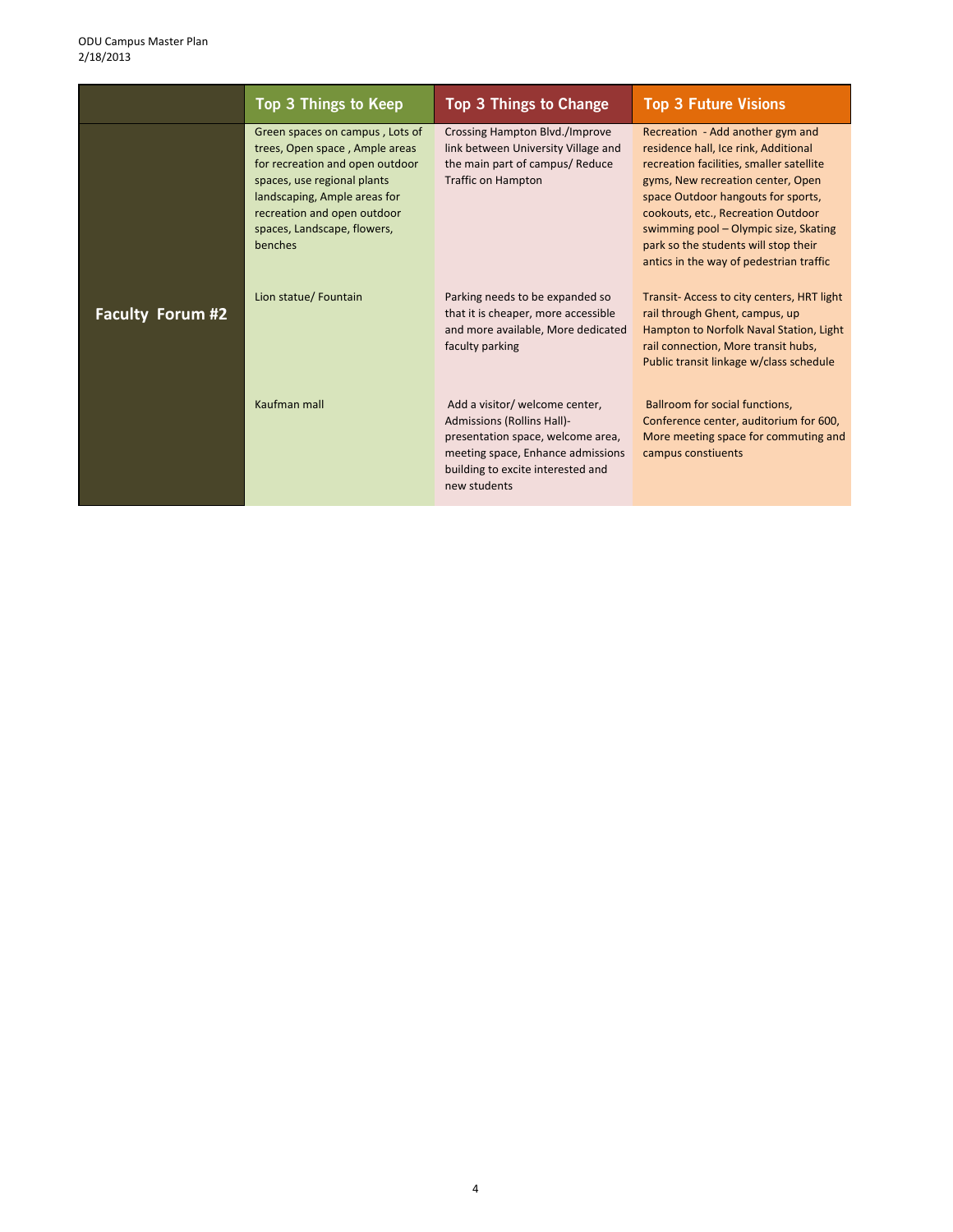| | Top 3 Things to Keep | Top 3 Things to Change | Top 3 Future Visions |
|---|---|---|---|
| **Faculty Forum #2** | Green spaces on campus , Lots of trees, Open space , Ample areas for recreation and open outdoor spaces, use regional plants landscaping, Ample areas for recreation and open outdoor spaces, Landscape, flowers, benches | Crossing Hampton Blvd./Improve link between University Village and the main part of campus/ Reduce Traffic on Hampton | Recreation - Add another gym and residence hall, Ice rink, Additional recreation facilities, smaller satellite gyms, New recreation center, Open space Outdoor hangouts for sports, cookouts, etc., Recreation Outdoor swimming pool – Olympic size, Skating park so the students will stop their antics in the way of pedestrian traffic |
| | Lion statue/ Fountain | Parking needs to be expanded so that it is cheaper, more accessible and more available, More dedicated faculty parking | Transit- Access to city centers, HRT light rail through Ghent, campus, up Hampton to Norfolk Naval Station, Light rail connection, More transit hubs, Public transit linkage w/class schedule |
| | Kaufman mall | Add a visitor/ welcome center, Admissions (Rollins Hall)- presentation space, welcome area, meeting space, Enhance admissions building to excite interested and new students | Ballroom for social functions, Conference center, auditorium for 600, More meeting space for commuting and campus constiuents |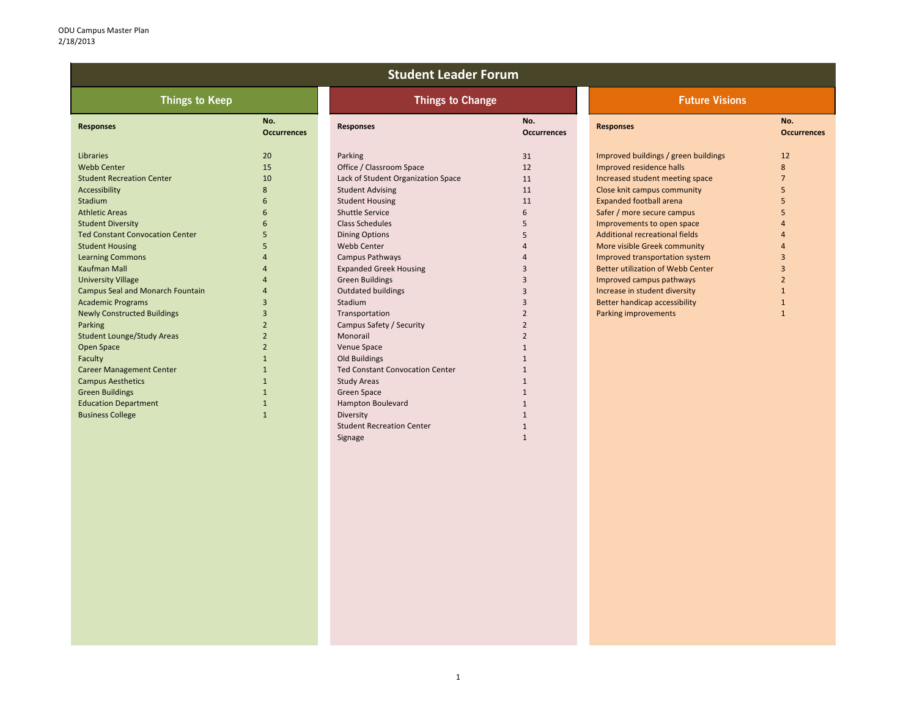ODU Campus Master Plan
2/18/2013

# Student Leader Forum

## Things to Keep

| Responses | No. Occurrences |
|---|---|
| Libraries | 20 |
| Webb Center | 15 |
| Student Recreation Center | 10 |
| Accessibility | 8 |
| Stadium | 6 |
| Athletic Areas | 6 |
| Student Diversity | 6 |
| Ted Constant Convocation Center | 5 |
| Student Housing | 5 |
| Learning Commons | 4 |
| Kaufman Mall | 4 |
| University Village | 4 |
| Campus Seal and Monarch Fountain | 4 |
| Academic Programs | 3 |
| Newly Constructed Buildings | 3 |
| Parking | 2 |
| Student Lounge/Study Areas | 2 |
| Open Space | 2 |
| Faculty | 1 |
| Career Management Center | 1 |
| Campus Aesthetics | 1 |
| Green Buildings | 1 |
| Education Department | 1 |
| Business College | 1 |

## Things to Change

| Responses | No. Occurrences |
|---|---|
| Parking | 31 |
| Office / Classroom Space | 12 |
| Lack of Student Organization Space | 11 |
| Student Advising | 11 |
| Student Housing | 11 |
| Shuttle Service | 6 |
| Class Schedules | 5 |
| Dining Options | 5 |
| Webb Center | 4 |
| Campus Pathways | 4 |
| Expanded Greek Housing | 3 |
| Green Buildings | 3 |
| Outdated buildings | 3 |
| Stadium | 3 |
| Transportation | 2 |
| Campus Safety / Security | 2 |
| Monorail | 2 |
| Venue Space | 1 |
| Old Buildings | 1 |
| Ted Constant Convocation Center | 1 |
| Study Areas | 1 |
| Green Space | 1 |
| Hampton Boulevard | 1 |
| Diversity | 1 |
| Student Recreation Center | 1 |
| Signage | 1 |

## Future Visions

| Responses | No. Occurrences |
|---|---|
| Improved buildings / green buildings | 12 |
| Improved residence halls | 8 |
| Increased student meeting space | 7 |
| Close knit campus community | 5 |
| Expanded football arena | 5 |
| Safer / more secure campus | 5 |
| Improvements to open space | 4 |
| Additional recreational fields | 4 |
| More visible Greek community | 4 |
| Improved transportation system | 3 |
| Better utilization of Webb Center | 3 |
| Improved campus pathways | 2 |
| Increase in student diversity | 1 |
| Better handicap accessibility | 1 |
| Parking improvements | 1 |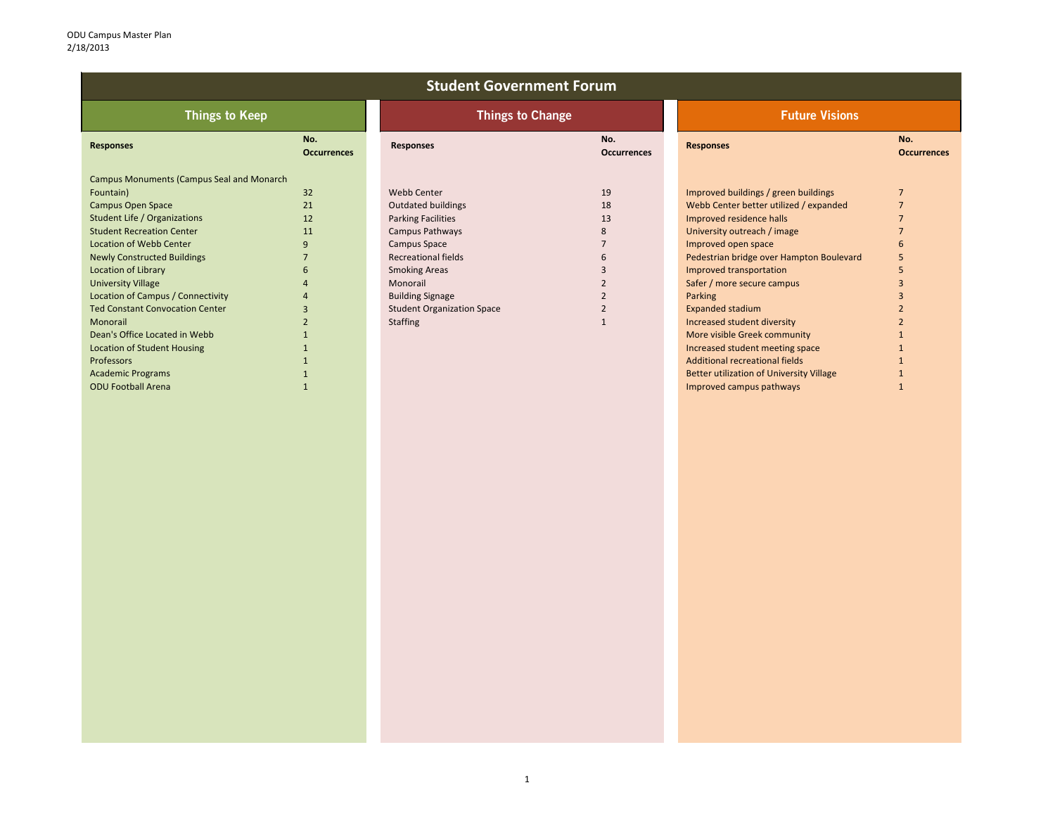# Student Government Forum

## Things to Keep

| Responses | No. Occurrences |
|---|---|
| Campus Monuments (Campus Seal and Monarch Fountain) | 32 |
| Campus Open Space | 21 |
| Student Life / Organizations | 12 |
| Student Recreation Center | 11 |
| Location of Webb Center | 9 |
| Newly Constructed Buildings | 7 |
| Location of Library | 6 |
| University Village | 4 |
| Location of Campus / Connectivity | 4 |
| Ted Constant Convocation Center | 3 |
| Monorail | 2 |
| Dean's Office Located in Webb | 1 |
| Location of Student Housing | 1 |
| Professors | 1 |
| Academic Programs | 1 |
| ODU Football Arena | 1 |

## Things to Change

| Responses | No. Occurrences |
|---|---|
| Webb Center | 19 |
| Outdated buildings | 18 |
| Parking Facilities | 13 |
| Campus Pathways | 8 |
| Campus Space | 7 |
| Recreational fields | 6 |
| Smoking Areas | 3 |
| Monorail | 2 |
| Building Signage | 2 |
| Student Organization Space | 2 |
| Staffing | 1 |

## Future Visions

| Responses | No. Occurrences |
|---|---|
| Improved buildings / green buildings | 7 |
| Webb Center better utilized / expanded | 7 |
| Improved residence halls | 7 |
| University outreach / image | 7 |
| Improved open space | 6 |
| Pedestrian bridge over Hampton Boulevard | 5 |
| Improved transportation | 5 |
| Safer / more secure campus | 3 |
| Parking | 3 |
| Expanded stadium | 2 |
| Increased student diversity | 2 |
| More visible Greek community | 1 |
| Increased student meeting space | 1 |
| Additional recreational fields | 1 |
| Better utilization of University Village | 1 |
| Improved campus pathways | 1 |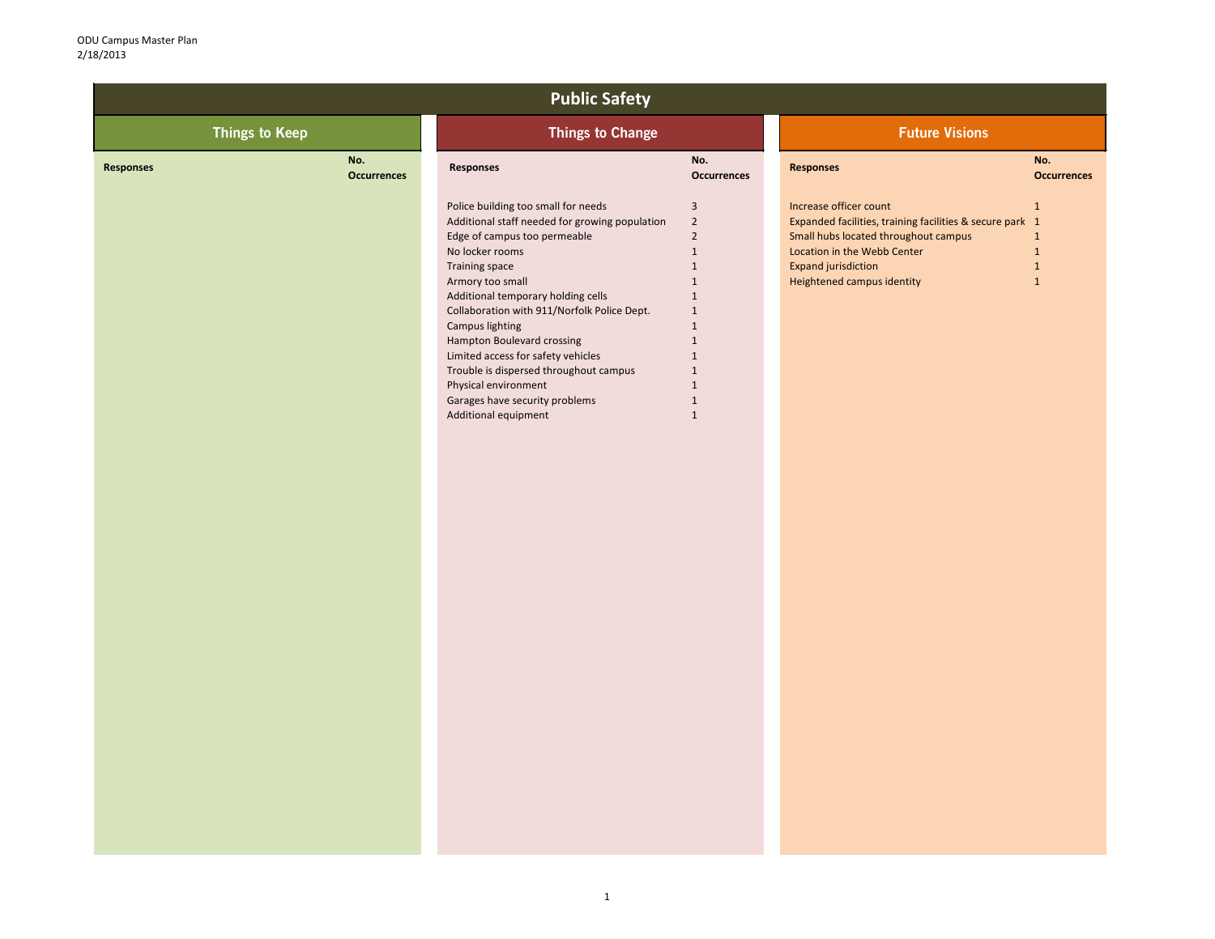# Public Safety

## Things to Keep

| Responses | No. Occurrences |
|---|---|

## Things to Change

| Responses | No. Occurrences |
|---|---|
| Police building too small for needs | 3 |
| Additional staff needed for growing population | 2 |
| Edge of campus too permeable | 2 |
| No locker rooms | 1 |
| Training space | 1 |
| Armory too small | 1 |
| Additional temporary holding cells | 1 |
| Collaboration with 911/Norfolk Police Dept. | 1 |
| Campus lighting | 1 |
| Hampton Boulevard crossing | 1 |
| Limited access for safety vehicles | 1 |
| Trouble is dispersed throughout campus | 1 |
| Physical environment | 1 |
| Garages have security problems | 1 |
| Additional equipment | 1 |

## Future Visions

| Responses | No. Occurrences |
|---|---|
| Increase officer count | 1 |
| Expanded facilities, training facilities & secure park | 1 |
| Small hubs located throughout campus | 1 |
| Location in the Webb Center | 1 |
| Expand jurisdiction | 1 |
| Heightened campus identity | 1 |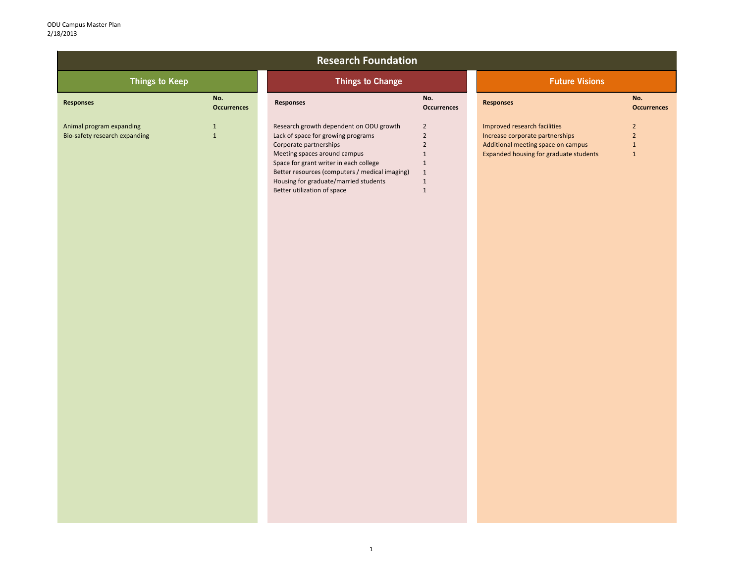# Research Foundation

## Things to Keep

| Responses | No. Occurrences |
| --- | --- |
| Animal program expanding | 1 |
| Bio-safety research expanding | 1 |

## Things to Change

| Responses | No. Occurrences |
| --- | --- |
| Research growth dependent on ODU growth | 2 |
| Lack of space for growing programs | 2 |
| Corporate partnerships | 2 |
| Meeting spaces around campus | 1 |
| Space for grant writer in each college | 1 |
| Better resources (computers / medical imaging) | 1 |
| Housing for graduate/married students | 1 |
| Better utilization of space | 1 |

## Future Visions

| Responses | No. Occurrences |
| --- | --- |
| Improved research facilities | 2 |
| Increase corporate partnerships | 2 |
| Additional meeting space on campus | 1 |
| Expanded housing for graduate students | 1 |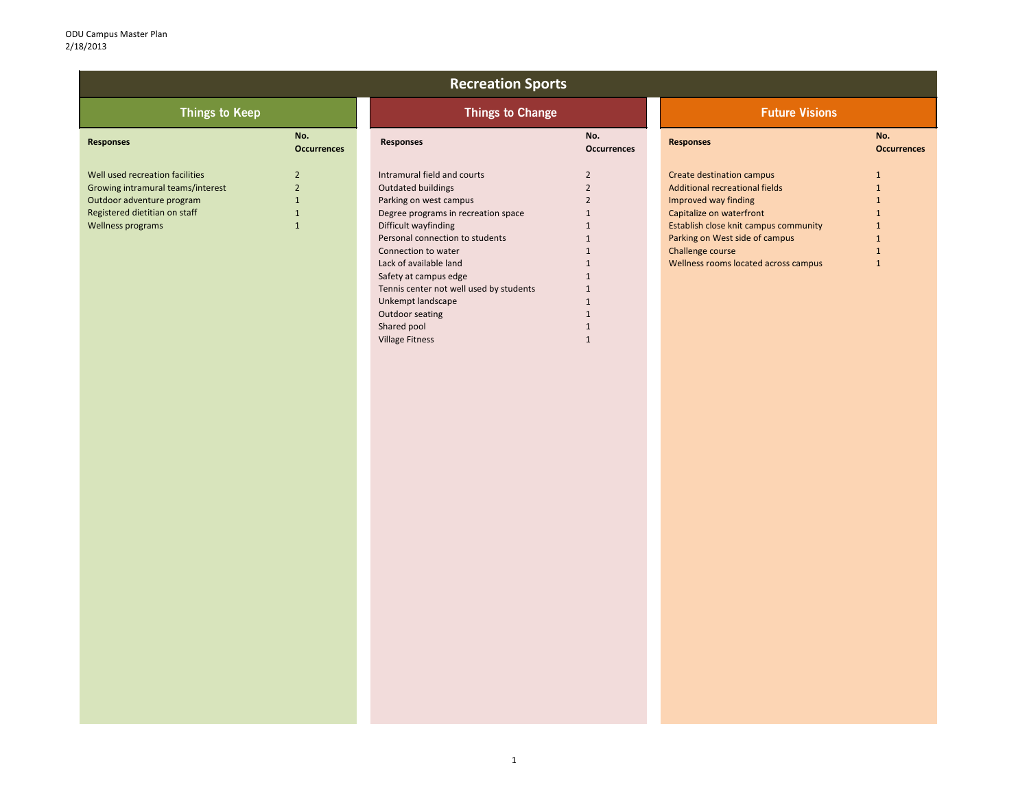ODU Campus Master Plan
2/18/2013

# Recreation Sports

## Things to Keep

| Responses | No. Occurrences |
|---|---|
| Well used recreation facilities | 2 |
| Growing intramural teams/interest | 2 |
| Outdoor adventure program | 1 |
| Registered dietitian on staff | 1 |
| Wellness programs | 1 |

## Things to Change

| Responses | No. Occurrences |
|---|---|
| Intramural field and courts | 2 |
| Outdated buildings | 2 |
| Parking on west campus | 2 |
| Degree programs in recreation space | 1 |
| Difficult wayfinding | 1 |
| Personal connection to students | 1 |
| Connection to water | 1 |
| Lack of available land | 1 |
| Safety at campus edge | 1 |
| Tennis center not well used by students | 1 |
| Unkempt landscape | 1 |
| Outdoor seating | 1 |
| Shared pool | 1 |
| Village Fitness | 1 |

## Future Visions

| Responses | No. Occurrences |
|---|---|
| Create destination campus | 1 |
| Additional recreational fields | 1 |
| Improved way finding | 1 |
| Capitalize on waterfront | 1 |
| Establish close knit campus community | 1 |
| Parking on West side of campus | 1 |
| Challenge course | 1 |
| Wellness rooms located across campus | 1 |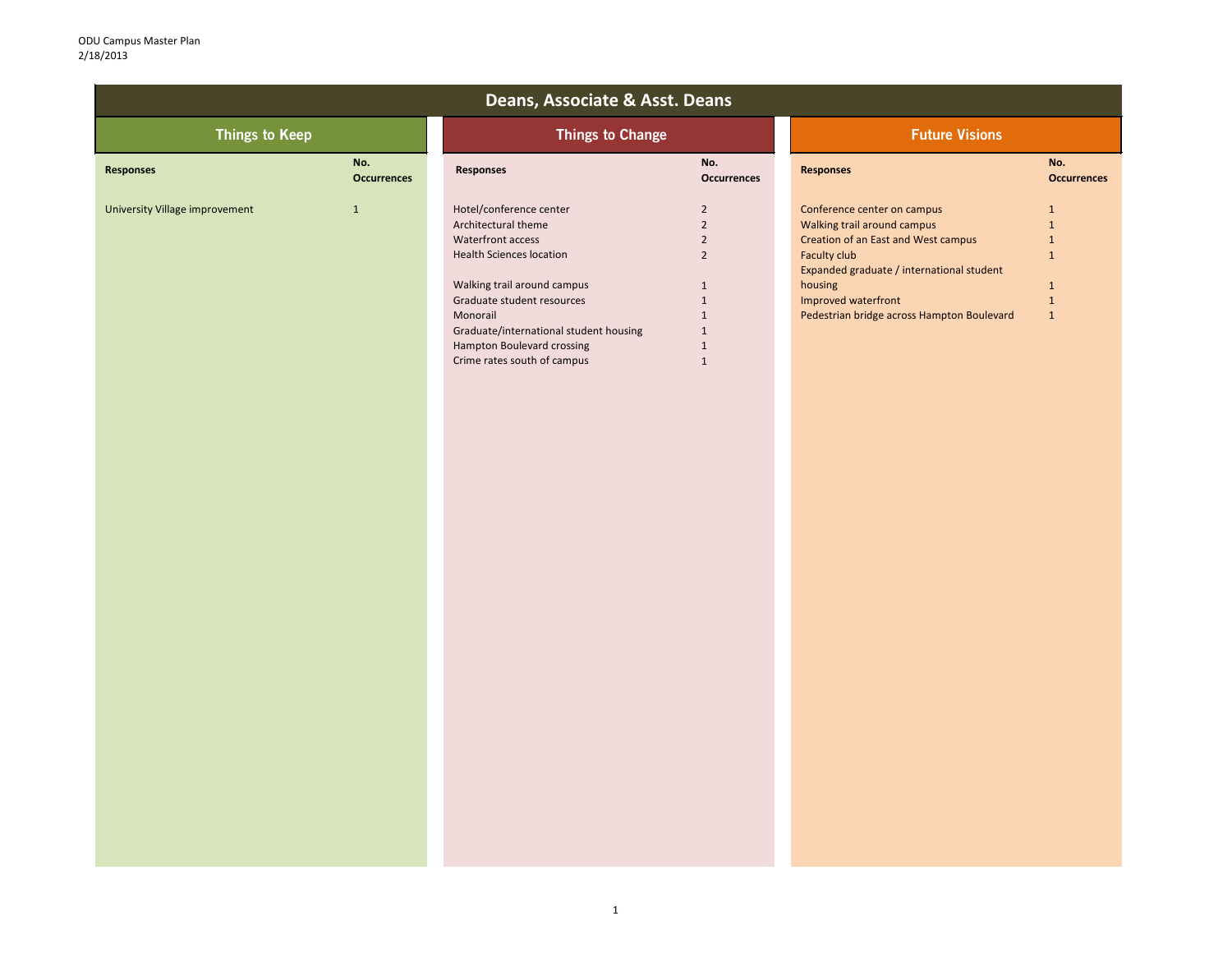# Deans, Associate & Asst. Deans

## Things to Keep

| Responses | No. Occurrences |
|---|---|
| University Village improvement | 1 |

## Things to Change

| Responses | No. Occurrences |
|---|---|
| Hotel/conference center | 2 |
| Architectural theme | 2 |
| Waterfront access | 2 |
| Health Sciences location | 2 |
| Walking trail around campus | 1 |
| Graduate student resources | 1 |
| Monorail | 1 |
| Graduate/international student housing | 1 |
| Hampton Boulevard crossing | 1 |
| Crime rates south of campus | 1 |

## Future Visions

| Responses | No. Occurrences |
|---|---|
| Conference center on campus | 1 |
| Walking trail around campus | 1 |
| Creation of an East and West campus | 1 |
| Faculty club | 1 |
| Expanded graduate / international student housing | 1 |
| Improved waterfront | 1 |
| Pedestrian bridge across Hampton Boulevard | 1 |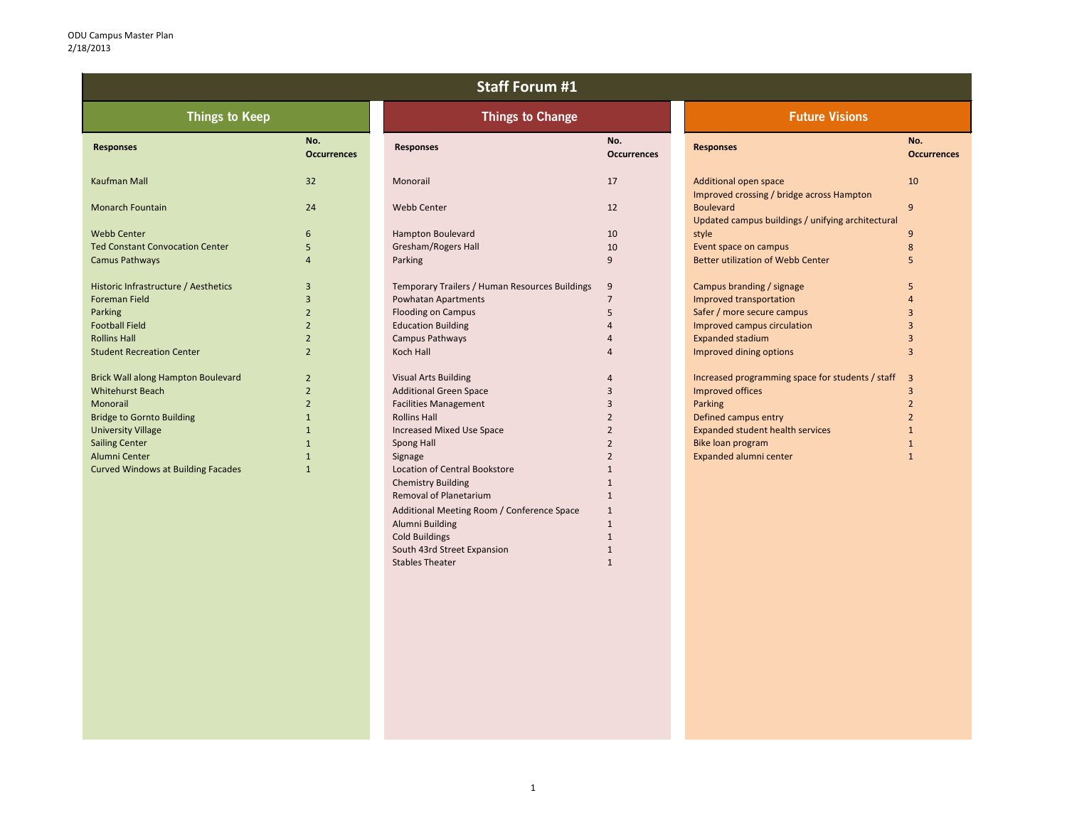ODU Campus Master Plan
2/18/2013

# Staff Forum #1

## Things to Keep

| Responses | No. Occurrences |
|---|---|
| Kaufman Mall | 32 |
| Monarch Fountain | 24 |
| Webb Center | 6 |
| Ted Constant Convocation Center | 5 |
| Camus Pathways | 4 |
| Historic Infrastructure / Aesthetics | 3 |
| Foreman Field | 3 |
| Parking | 2 |
| Football Field | 2 |
| Rollins Hall | 2 |
| Student Recreation Center | 2 |
| Brick Wall along Hampton Boulevard | 2 |
| Whitehurst Beach | 2 |
| Monorail | 2 |
| Bridge to Gornto Building | 1 |
| University Village | 1 |
| Sailing Center | 1 |
| Alumni Center | 1 |
| Curved Windows at Building Facades | 1 |

## Things to Change

| Responses | No. Occurrences |
|---|---|
| Monorail | 17 |
| Webb Center | 12 |
| Hampton Boulevard | 10 |
| Gresham/Rogers Hall | 10 |
| Parking | 9 |
| Temporary Trailers / Human Resources Buildings | 9 |
| Powhatan Apartments | 7 |
| Flooding on Campus | 5 |
| Education Building | 4 |
| Campus Pathways | 4 |
| Koch Hall | 4 |
| Visual Arts Building | 4 |
| Additional Green Space | 3 |
| Facilities Management | 3 |
| Rollins Hall | 2 |
| Increased Mixed Use Space | 2 |
| Spong Hall | 2 |
| Signage | 2 |
| Location of Central Bookstore | 1 |
| Chemistry Building | 1 |
| Removal of Planetarium | 1 |
| Additional Meeting Room / Conference Space | 1 |
| Alumni Building | 1 |
| Cold Buildings | 1 |
| South 43rd Street Expansion | 1 |
| Stables Theater | 1 |

## Future Visions

| Responses | No. Occurrences |
|---|---|
| Additional open space | 10 |
| Improved crossing / bridge across Hampton Boulevard | 9 |
| Updated campus buildings / unifying architectural style | 9 |
| Event space on campus | 8 |
| Better utilization of Webb Center | 5 |
| Campus branding / signage | 5 |
| Improved transportation | 4 |
| Safer / more secure campus | 3 |
| Improved campus circulation | 3 |
| Expanded stadium | 3 |
| Improved dining options | 3 |
| Increased programming space for students / staff | 3 |
| Improved offices | 3 |
| Parking | 2 |
| Defined campus entry | 2 |
| Expanded student health services | 1 |
| Bike loan program | 1 |
| Expanded alumni center | 1 |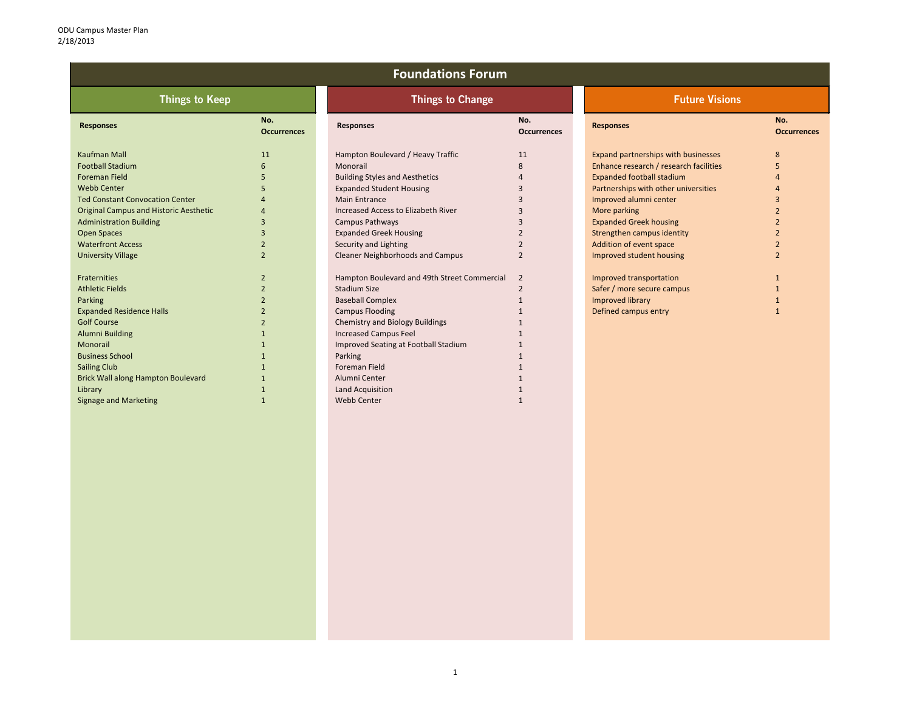ODU Campus Master Plan
2/18/2013

# Foundations Forum

## Things to Keep

| Responses | No. Occurrences |
|---|---|
| Kaufman Mall | 11 |
| Football Stadium | 6 |
| Foreman Field | 5 |
| Webb Center | 5 |
| Ted Constant Convocation Center | 4 |
| Original Campus and Historic Aesthetic | 4 |
| Administration Building | 3 |
| Open Spaces | 3 |
| Waterfront Access | 2 |
| University Village | 2 |
| Fraternities | 2 |
| Athletic Fields | 2 |
| Parking | 2 |
| Expanded Residence Halls | 2 |
| Golf Course | 2 |
| Alumni Building | 1 |
| Monorail | 1 |
| Business School | 1 |
| Sailing Club | 1 |
| Brick Wall along Hampton Boulevard | 1 |
| Library | 1 |
| Signage and Marketing | 1 |

## Things to Change

| Responses | No. Occurrences |
|---|---|
| Hampton Boulevard / Heavy Traffic | 11 |
| Monorail | 8 |
| Building Styles and Aesthetics | 4 |
| Expanded Student Housing | 3 |
| Main Entrance | 3 |
| Increased Access to Elizabeth River | 3 |
| Campus Pathways | 3 |
| Expanded Greek Housing | 2 |
| Security and Lighting | 2 |
| Cleaner Neighborhoods and Campus | 2 |
| Hampton Boulevard and 49th Street Commercial | 2 |
| Stadium Size | 2 |
| Baseball Complex | 1 |
| Campus Flooding | 1 |
| Chemistry and Biology Buildings | 1 |
| Increased Campus Feel | 1 |
| Improved Seating at Football Stadium | 1 |
| Parking | 1 |
| Foreman Field | 1 |
| Alumni Center | 1 |
| Land Acquisition | 1 |
| Webb Center | 1 |

## Future Visions

| Responses | No. Occurrences |
|---|---|
| Expand partnerships with businesses | 8 |
| Enhance research / research facilities | 5 |
| Expanded football stadium | 4 |
| Partnerships with other universities | 4 |
| Improved alumni center | 3 |
| More parking | 2 |
| Expanded Greek housing | 2 |
| Strengthen campus identity | 2 |
| Addition of event space | 2 |
| Improved student housing | 2 |
| Improved transportation | 1 |
| Safer / more secure campus | 1 |
| Improved library | 1 |
| Defined campus entry | 1 |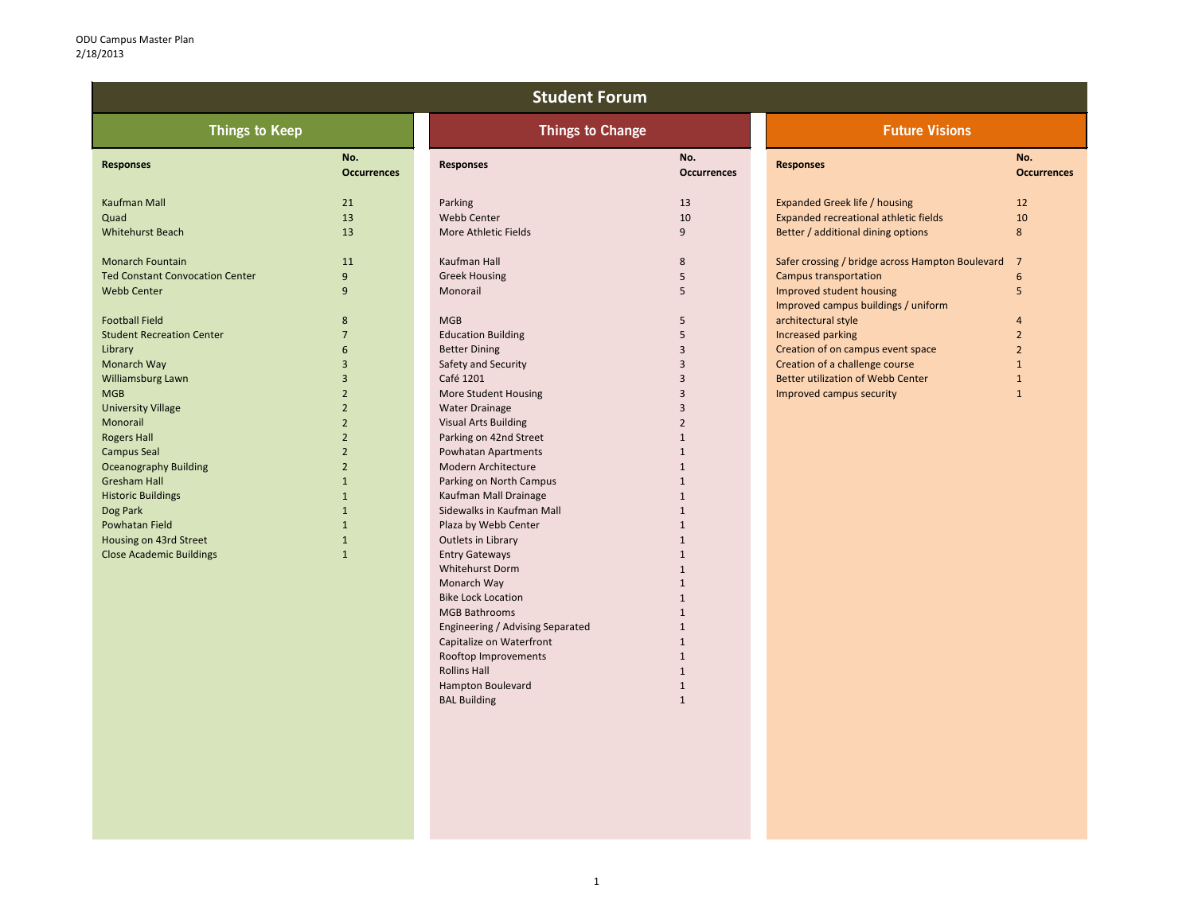ODU Campus Master Plan
2/18/2013

# Student Forum

## Things to Keep

| Responses | No. Occurrences |
|---|---|
| Kaufman Mall | 21 |
| Quad | 13 |
| Whitehurst Beach | 13 |
| Monarch Fountain | 11 |
| Ted Constant Convocation Center | 9 |
| Webb Center | 9 |
| Football Field | 8 |
| Student Recreation Center | 7 |
| Library | 6 |
| Monarch Way | 3 |
| Williamsburg Lawn | 3 |
| MGB | 2 |
| University Village | 2 |
| Monorail | 2 |
| Rogers Hall | 2 |
| Campus Seal | 2 |
| Oceanography Building | 2 |
| Gresham Hall | 1 |
| Historic Buildings | 1 |
| Dog Park | 1 |
| Powhatan Field | 1 |
| Housing on 43rd Street | 1 |
| Close Academic Buildings | 1 |

## Things to Change

| Responses | No. Occurrences |
|---|---|
| Parking | 13 |
| Webb Center | 10 |
| More Athletic Fields | 9 |
| Kaufman Hall | 8 |
| Greek Housing | 5 |
| Monorail | 5 |
| MGB | 5 |
| Education Building | 5 |
| Better Dining | 3 |
| Safety and Security | 3 |
| Café 1201 | 3 |
| More Student Housing | 3 |
| Water Drainage | 3 |
| Visual Arts Building | 2 |
| Parking on 42nd Street | 1 |
| Powhatan Apartments | 1 |
| Modern Architecture | 1 |
| Parking on North Campus | 1 |
| Kaufman Mall Drainage | 1 |
| Sidewalks in Kaufman Mall | 1 |
| Plaza by Webb Center | 1 |
| Outlets in Library | 1 |
| Entry Gateways | 1 |
| Whitehurst Dorm | 1 |
| Monarch Way | 1 |
| Bike Lock Location | 1 |
| MGB Bathrooms | 1 |
| Engineering / Advising Separated | 1 |
| Capitalize on Waterfront | 1 |
| Rooftop Improvements | 1 |
| Rollins Hall | 1 |
| Hampton Boulevard | 1 |
| BAL Building | 1 |

## Future Visions

| Responses | No. Occurrences |
|---|---|
| Expanded Greek life / housing | 12 |
| Expanded recreational athletic fields | 10 |
| Better / additional dining options | 8 |
| Safer crossing / bridge across Hampton Boulevard | 7 |
| Campus transportation | 6 |
| Improved student housing | 5 |
| Improved campus buildings / uniform architectural style | 4 |
| Increased parking | 2 |
| Creation of on campus event space | 2 |
| Creation of a challenge course | 1 |
| Better utilization of Webb Center | 1 |
| Improved campus security | 1 |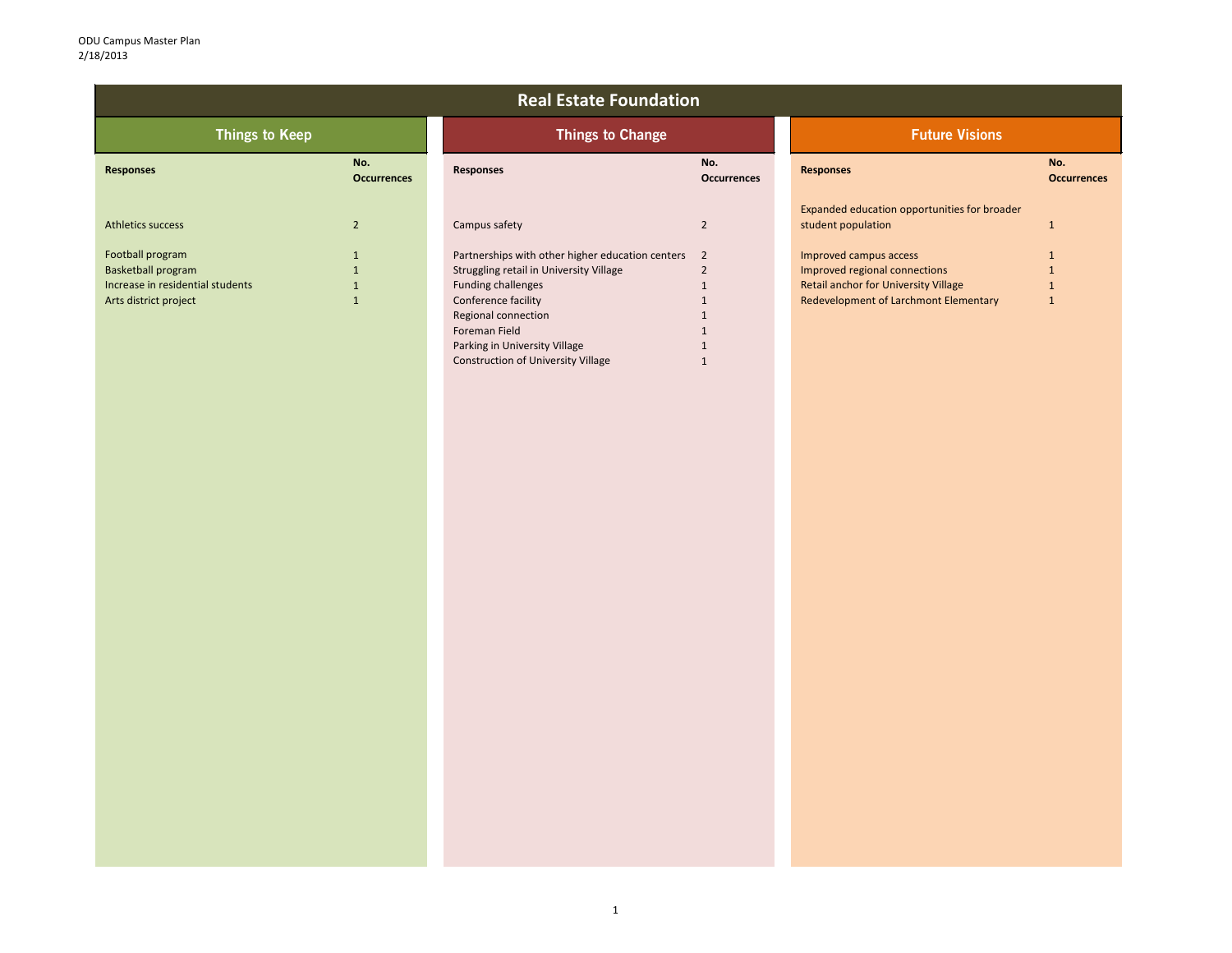# Real Estate Foundation

## Things to Keep

| Responses | No. Occurrences |
|---|---|
| Athletics success | 2 |
| Football program | 1 |
| Basketball program | 1 |
| Increase in residential students | 1 |
| Arts district project | 1 |

## Things to Change

| Responses | No. Occurrences |
|---|---|
| Campus safety | 2 |
| Partnerships with other higher education centers | 2 |
| Struggling retail in University Village | 2 |
| Funding challenges | 1 |
| Conference facility | 1 |
| Regional connection | 1 |
| Foreman Field | 1 |
| Parking in University Village | 1 |
| Construction of University Village | 1 |

## Future Visions

| Responses | No. Occurrences |
|---|---|
| Expanded education opportunities for broader student population | 1 |
| Improved campus access | 1 |
| Improved regional connections | 1 |
| Retail anchor for University Village | 1 |
| Redevelopment of Larchmont Elementary | 1 |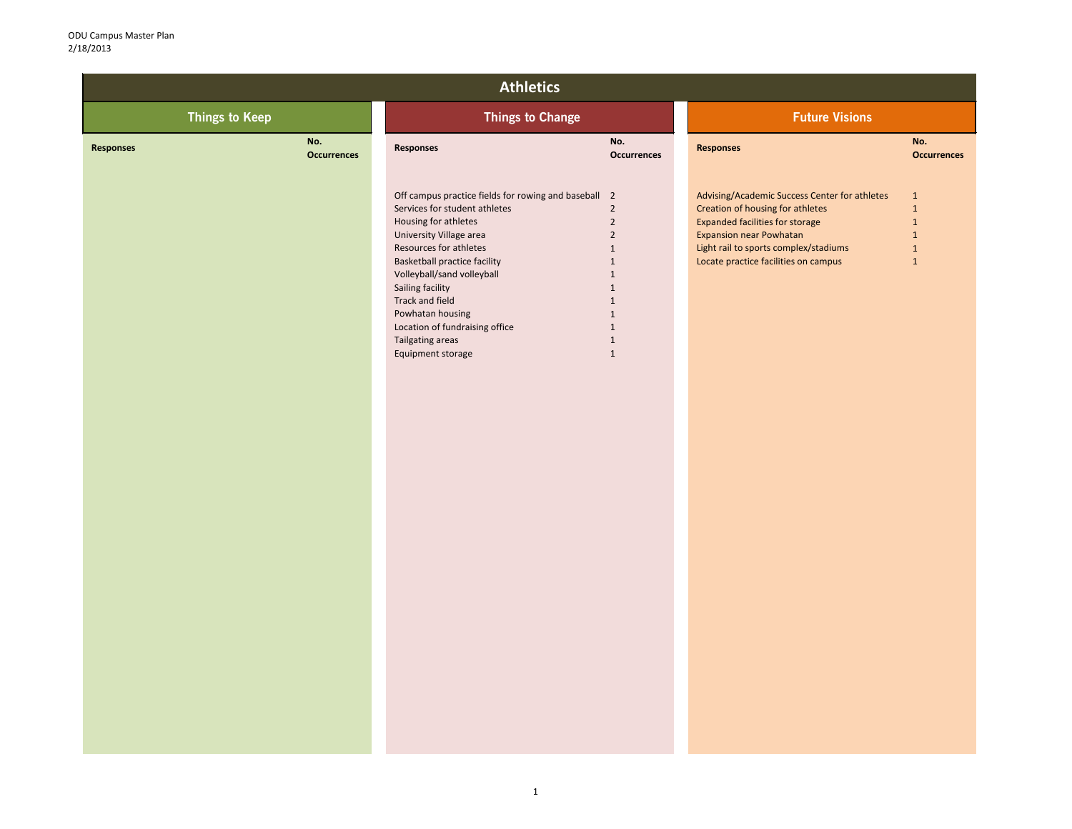ODU Campus Master Plan
2/18/2013

# Athletics

## Things to Keep

| Responses | No. Occurrences |
|---|---|

## Things to Change

| Responses | No. Occurrences |
|---|---|
| Off campus practice fields for rowing and baseball | 2 |
| Services for student athletes | 2 |
| Housing for athletes | 2 |
| University Village area | 2 |
| Resources for athletes | 1 |
| Basketball practice facility | 1 |
| Volleyball/sand volleyball | 1 |
| Sailing facility | 1 |
| Track and field | 1 |
| Powhatan housing | 1 |
| Location of fundraising office | 1 |
| Tailgating areas | 1 |
| Equipment storage | 1 |

## Future Visions

| Responses | No. Occurrences |
|---|---|
| Advising/Academic Success Center for athletes | 1 |
| Creation of housing for athletes | 1 |
| Expanded facilities for storage | 1 |
| Expansion near Powhatan | 1 |
| Light rail to sports complex/stadiums | 1 |
| Locate practice facilities on campus | 1 |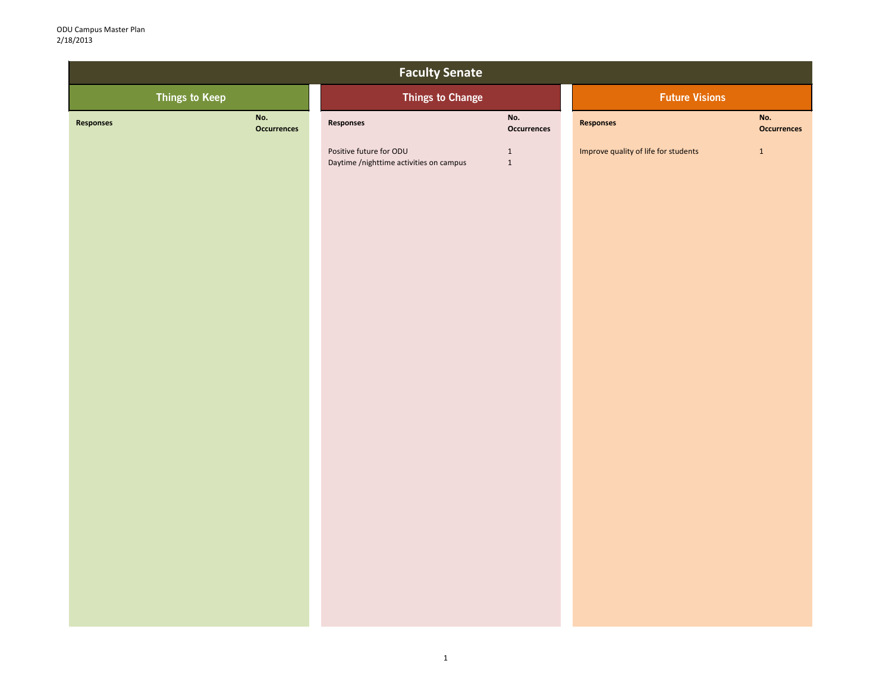# Faculty Senate

| Things to Keep | | Things to Change | | Future Visions | |
|---|---|---|---|---|---|
| **Responses** | **No. Occurrences** | **Responses** | **No. Occurrences** | **Responses** | **No. Occurrences** |
| | | Positive future for ODU | 1 | Improve quality of life for students | 1 |
| | | Daytime /nighttime activities on campus | 1 | | |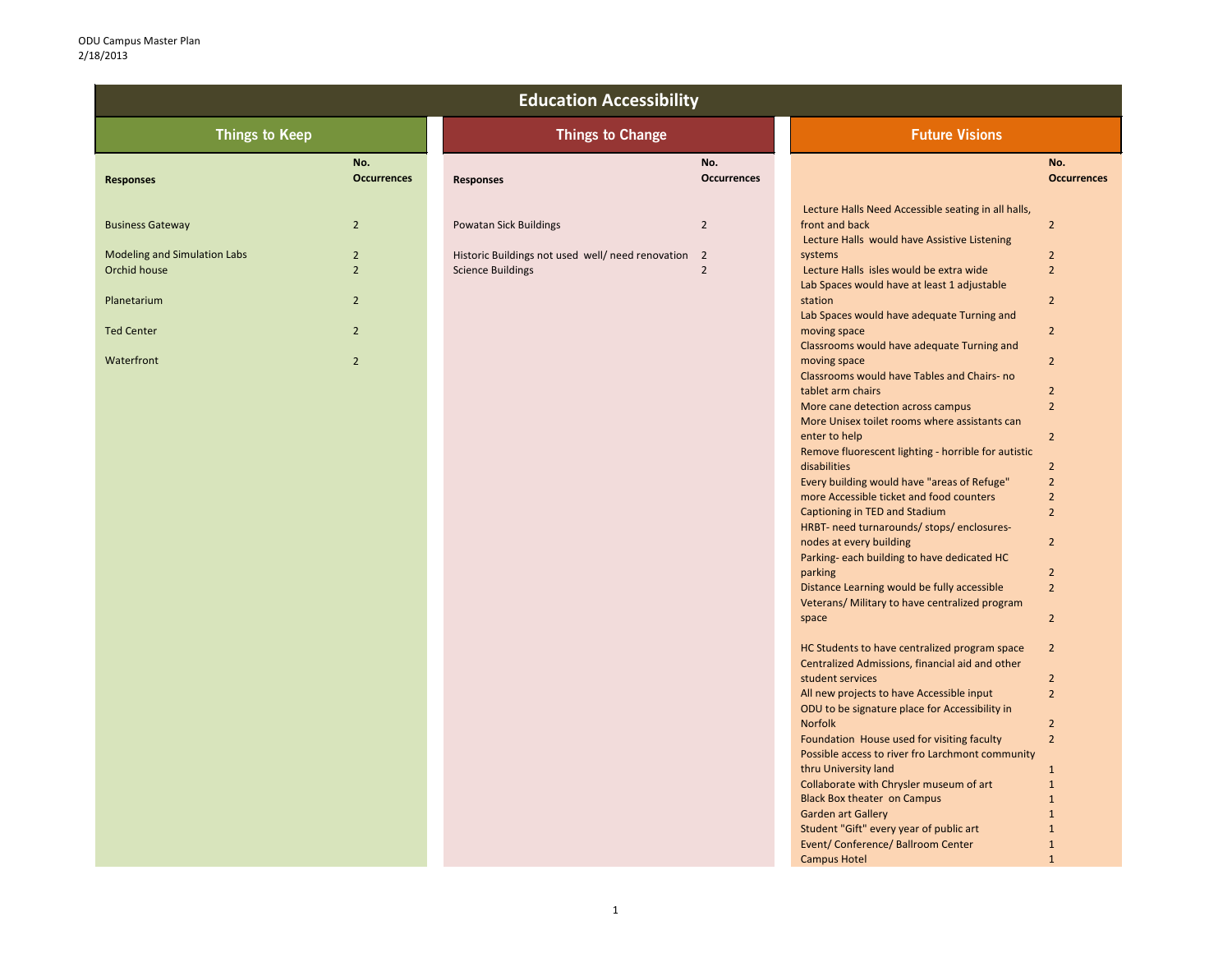ODU Campus Master Plan
2/18/2013

# Education Accessibility

## Things to Keep

| Responses | No. Occurrences |
|---|---|
| Business Gateway | 2 |
| Modeling and Simulation Labs | 2 |
| Orchid house | 2 |
| Planetarium | 2 |
| Ted Center | 2 |
| Waterfront | 2 |

## Things to Change

| Responses | No. Occurrences |
|---|---|
| Powatan Sick Buildings | 2 |
| Historic Buildings not used well/ need renovation | 2 |
| Science Buildings | 2 |

## Future Visions

| | No. Occurrences |
|---|---|
| Lecture Halls Need Accessible seating in all halls, front and back | 2 |
| Lecture Halls would have Assistive Listening systems | 2 |
| Lecture Halls isles would be extra wide | 2 |
| Lab Spaces would have at least 1 adjustable station | 2 |
| Lab Spaces would have adequate Turning and moving space | 2 |
| Classrooms would have adequate Turning and moving space | 2 |
| Classrooms would have Tables and Chairs- no tablet arm chairs | 2 |
| More cane detection across campus | 2 |
| More Unisex toilet rooms where assistants can enter to help | 2 |
| Remove fluorescent lighting - horrible for autistic disabilities | 2 |
| Every building would have "areas of Refuge" | 2 |
| more Accessible ticket and food counters | 2 |
| Captioning in TED and Stadium | 2 |
| HRBT- need turnarounds/ stops/ enclosures- nodes at every building | 2 |
| Parking- each building to have dedicated HC parking | 2 |
| Distance Learning would be fully accessible | 2 |
| Veterans/ Military to have centralized program space | 2 |
| HC Students to have centralized program space | 2 |
| Centralized Admissions, financial aid and other student services | 2 |
| All new projects to have Accessible input | 2 |
| ODU to be signature place for Accessibility in Norfolk | 2 |
| Foundation House used for visiting faculty | 2 |
| Possible access to river fro Larchmont community thru University land | 1 |
| Collaborate with Chrysler museum of art | 1 |
| Black Box theater on Campus | 1 |
| Garden art Gallery | 1 |
| Student "Gift" every year of public art | 1 |
| Event/ Conference/ Ballroom Center | 1 |
| Campus Hotel | 1 |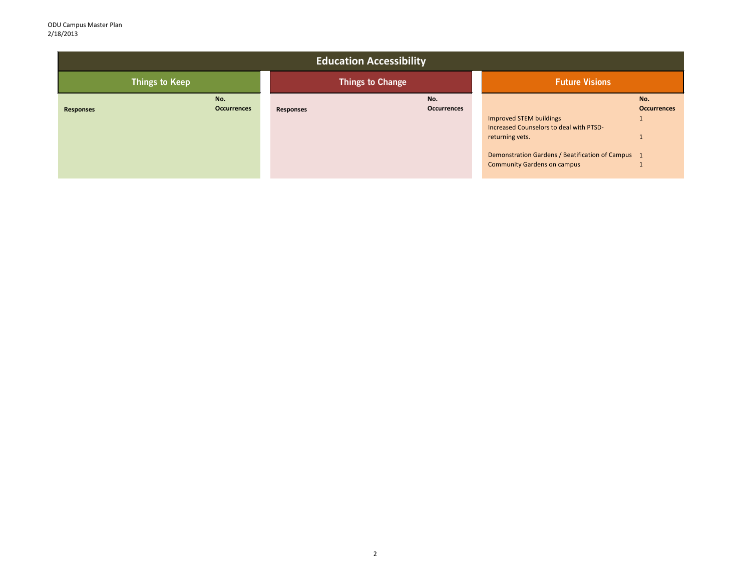## Education Accessibility

### Things to Keep

| Responses | No. Occurrences |
|---|---|

### Things to Change

| Responses | No. Occurrences |
|---|---|

### Future Visions

| | No. Occurrences |
|---|---|
| Improved STEM buildings | 1 |
| Increased Counselors to deal with PTSD-returning vets. | 1 |
| Demonstration Gardens / Beatification of Campus | 1 |
| Community Gardens on campus | 1 |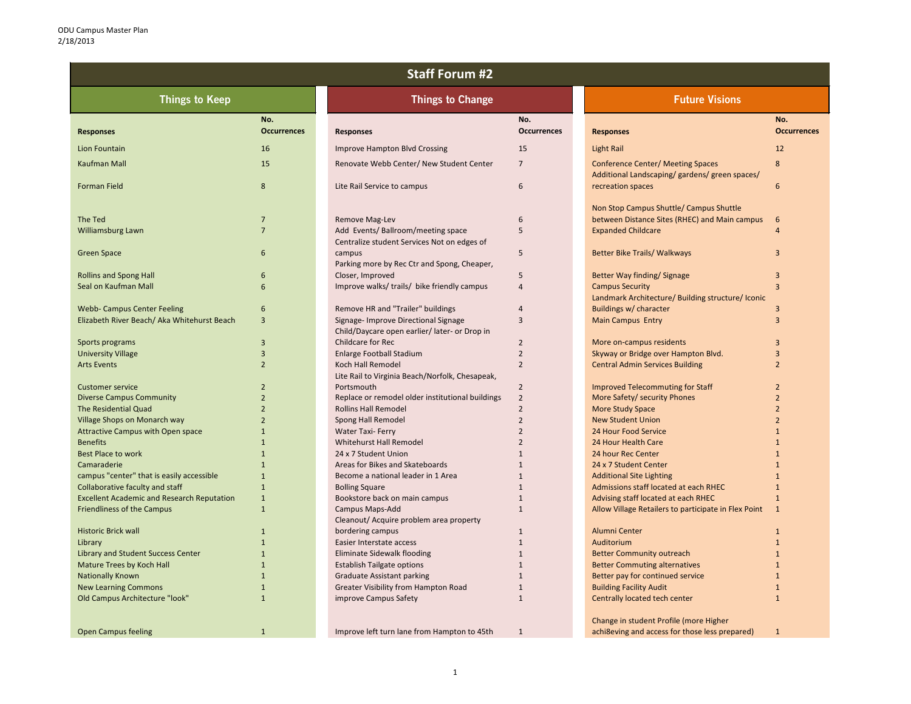ODU Campus Master Plan
2/18/2013

# Staff Forum #2

## Things to Keep

| Responses | No. Occurrences |
|---|---|
| Lion Fountain | 16 |
| Kaufman Mall | 15 |
| Forman Field | 8 |
| The Ted | 7 |
| Williamsburg Lawn | 7 |
| Green Space | 6 |
| Rollins and Spong Hall | 6 |
| Seal on Kaufman Mall | 6 |
| Webb- Campus Center Feeling | 6 |
| Elizabeth River Beach/ Aka Whitehurst Beach | 3 |
| Sports programs | 3 |
| University Village | 3 |
| Arts Events | 2 |
| Customer service | 2 |
| Diverse Campus Community | 2 |
| The Residential Quad | 2 |
| Village Shops on Monarch way | 2 |
| Attractive Campus with Open space | 1 |
| Benefits | 1 |
| Best Place to work | 1 |
| Camaraderie | 1 |
| campus "center" that is easily accessible | 1 |
| Collaborative faculty and staff | 1 |
| Excellent Academic and Research Reputation | 1 |
| Friendliness of the Campus | 1 |
| Historic Brick wall | 1 |
| Library | 1 |
| Library and Student Success Center | 1 |
| Mature Trees by Koch Hall | 1 |
| Nationally Known | 1 |
| New Learning Commons | 1 |
| Old Campus Architecture "look" | 1 |
| Open Campus feeling | 1 |

## Things to Change

| Responses | No. Occurrences |
|---|---|
| Improve Hampton Blvd Crossing | 15 |
| Renovate Webb Center/ New Student Center | 7 |
| Lite Rail Service to campus | 6 |
| Remove Mag-Lev | 6 |
| Add Events/ Ballroom/meeting space | 5 |
| Centralize student Services Not on edges of campus | 5 |
| Parking more by Rec Ctr and Spong, Cheaper, Closer, Improved | 5 |
| Improve walks/ trails/ bike friendly campus | 4 |
| Remove HR and "Trailer" buildings | 4 |
| Signage- Improve Directional Signage | 3 |
| Child/Daycare open earlier/ later- or Drop in Childcare for Rec | 2 |
| Enlarge Football Stadium | 2 |
| Koch Hall Remodel | 2 |
| Lite Rail to Virginia Beach/Norfolk, Chesapeak, Portsmouth | 2 |
| Replace or remodel older institutional buildings | 2 |
| Rollins Hall Remodel | 2 |
| Spong Hall Remodel | 2 |
| Water Taxi- Ferry | 2 |
| Whitehurst Hall Remodel | 2 |
| 24 x 7 Student Union | 1 |
| Areas for Bikes and Skateboards | 1 |
| Become a national leader in 1 Area | 1 |
| Bolling Square | 1 |
| Bookstore back on main campus | 1 |
| Campus Maps-Add | 1 |
| Cleanout/ Acquire problem area property bordering campus | 1 |
| Easier Interstate access | 1 |
| Eliminate Sidewalk flooding | 1 |
| Establish Tailgate options | 1 |
| Graduate Assistant parking | 1 |
| Greater Visibility from Hampton Road | 1 |
| improve Campus Safety | 1 |
| Improve left turn lane from Hampton to 45th | 1 |

## Future Visions

| Responses | No. Occurrences |
|---|---|
| Light Rail | 12 |
| Conference Center/ Meeting Spaces | 8 |
| Additional Landscaping/ gardens/ green spaces/ recreation spaces | 6 |
| Non Stop Campus Shuttle/ Campus Shuttle between Distance Sites (RHEC) and Main campus | 6 |
| Expanded Childcare | 4 |
| Better Bike Trails/ Walkways | 3 |
| Better Way finding/ Signage | 3 |
| Campus Security | 3 |
| Landmark Architecture/ Building structure/ Iconic Buildings w/ character | 3 |
| Main Campus Entry | 3 |
| More on-campus residents | 3 |
| Skyway or Bridge over Hampton Blvd. | 3 |
| Central Admin Services Building | 2 |
| Improved Telecommuting for Staff | 2 |
| More Safety/ security Phones | 2 |
| More Study Space | 2 |
| New Student Union | 2 |
| 24 Hour Food Service | 1 |
| 24 Hour Health Care | 1 |
| 24 hour Rec Center | 1 |
| 24 x 7 Student Center | 1 |
| Additional Site Lighting | 1 |
| Admissions staff located at each RHEC | 1 |
| Advising staff located at each RHEC | 1 |
| Allow Village Retailers to participate in Flex Point | 1 |
| Alumni Center | 1 |
| Auditorium | 1 |
| Better Community outreach | 1 |
| Better Commuting alternatives | 1 |
| Better pay for continued service | 1 |
| Building Facility Audit | 1 |
| Centrally located tech center | 1 |
| Change in student Profile (more Higher achi8eving and access for those less prepared) | 1 |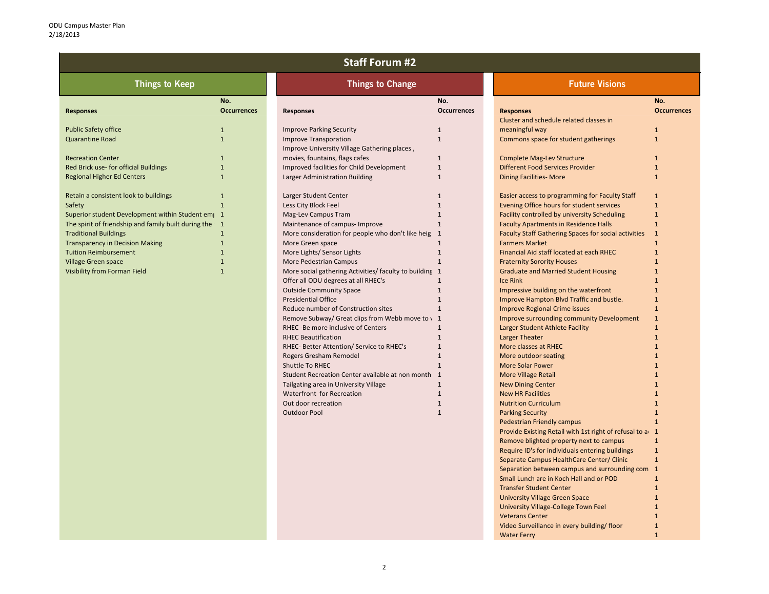# Staff Forum #2

## Things to Keep

| Responses | No. Occurrences |
|---|---|
| Public Safety office | 1 |
| Quarantine Road | 1 |
| Recreation Center | 1 |
| Red Brick use- for official Buildings | 1 |
| Regional Higher Ed Centers | 1 |
| Retain a consistent look to buildings | 1 |
| Safety | 1 |
| Superior student Development within Student emp | 1 |
| The spirit of friendship and family built during the | 1 |
| Traditional Buildings | 1 |
| Transparency in Decision Making | 1 |
| Tuition Reimbursement | 1 |
| Village Green space | 1 |
| Visibility from Forman Field | 1 |

## Things to Change

| Responses | No. Occurrences |
|---|---|
| Improve Parking Security | 1 |
| Improve Transporation | 1 |
| Improve University Village Gathering places , movies, fountains, flags cafes | 1 |
| Improved facilities for Child Development | 1 |
| Larger Administration Building | 1 |
| Larger Student Center | 1 |
| Less City Block Feel | 1 |
| Mag-Lev Campus Tram | 1 |
| Maintenance of campus- Improve | 1 |
| More consideration for people who don't like heig | 1 |
| More Green space | 1 |
| More Lights/ Sensor Lights | 1 |
| More Pedestrian Campus | 1 |
| More social gathering Activities/ faculty to building | 1 |
| Offer all ODU degrees at all RHEC's | 1 |
| Outside Community Space | 1 |
| Presidential Office | 1 |
| Reduce number of Construction sites | 1 |
| Remove Subway/ Great clips from Webb move to | 1 |
| RHEC -Be more inclusive of Centers | 1 |
| RHEC Beautification | 1 |
| RHEC- Better Attention/ Service to RHEC's | 1 |
| Rogers Gresham Remodel | 1 |
| Shuttle To RHEC | 1 |
| Student Recreation Center available at non month | 1 |
| Tailgating area in University Village | 1 |
| Waterfront for Recreation | 1 |
| Out door recreation | 1 |
| Outdoor Pool | 1 |

## Future Visions

| Responses | No. Occurrences |
|---|---|
| Cluster and schedule related classes in meaningful way | 1 |
| Commons space for student gatherings | 1 |
| Complete Mag-Lev Structure | 1 |
| Different Food Services Provider | 1 |
| Dining Facilities- More | 1 |
| Easier access to programming for Faculty Staff | 1 |
| Evening Office hours for student services | 1 |
| Facility controlled by university Scheduling | 1 |
| Faculty Apartments in Residence Halls | 1 |
| Faculty Staff Gathering Spaces for social activities | 1 |
| Farmers Market | 1 |
| Financial Aid staff located at each RHEC | 1 |
| Fraternity Sorority Houses | 1 |
| Graduate and Married Student Housing | 1 |
| Ice Rink | 1 |
| Impressive building on the waterfront | 1 |
| Improve Hampton Blvd Traffic and bustle. | 1 |
| Improve Regional Crime issues | 1 |
| Improve surrounding community Development | 1 |
| Larger Student Athlete Facility | 1 |
| Larger Theater | 1 |
| More classes at RHEC | 1 |
| More outdoor seating | 1 |
| More Solar Power | 1 |
| More Village Retail | 1 |
| New Dining Center | 1 |
| New HR Facilities | 1 |
| Nutrition Curriculum | 1 |
| Parking Security | 1 |
| Pedestrian Friendly campus | 1 |
| Provide Existing Retail with 1st right of refusal to a | 1 |
| Remove blighted property next to campus | 1 |
| Require ID's for individuals entering buildings | 1 |
| Separate Campus HealthCare Center/ Clinic | 1 |
| Separation between campus and surrounding com | 1 |
| Small Lunch are in Koch Hall and or POD | 1 |
| Transfer Student Center | 1 |
| University Village Green Space | 1 |
| University Village-College Town Feel | 1 |
| Veterans Center | 1 |
| Video Surveillance in every building/ floor | 1 |
| Water Ferry | 1 |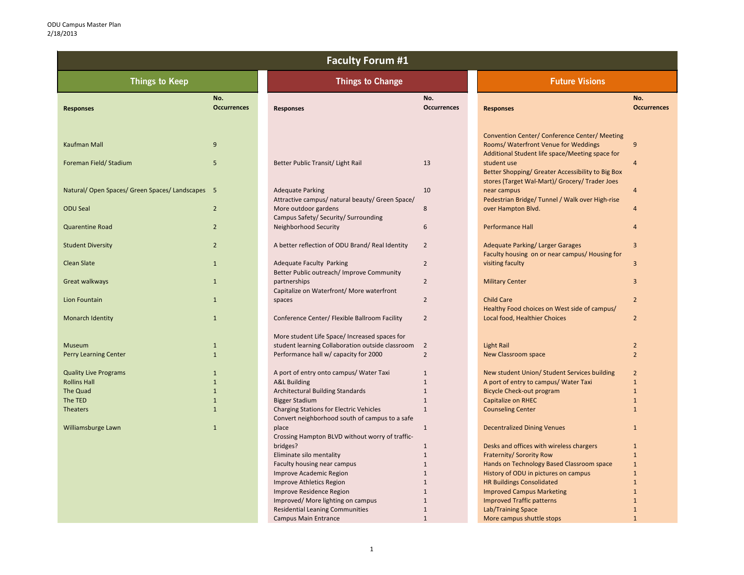# Faculty Forum #1

## Things to Keep

| Responses | No. Occurrences |
|---|---|
| Kaufman Mall | 9 |
| Foreman Field/ Stadium | 5 |
| Natural/ Open Spaces/ Green Spaces/ Landscapes | 5 |
| ODU Seal | 2 |
| Quarentine Road | 2 |
| Student Diversity | 2 |
| Clean Slate | 1 |
| Great walkways | 1 |
| Lion Fountain | 1 |
| Monarch Identity | 1 |
| Museum | 1 |
| Perry Learning Center | 1 |
| Quality Live Programs | 1 |
| Rollins Hall | 1 |
| The Quad | 1 |
| The TED | 1 |
| Theaters | 1 |
| Williamsburge Lawn | 1 |

## Things to Change

| Responses | No. Occurrences |
|---|---|
| Better Public Transit/ Light Rail | 13 |
| Adequate Parking | 10 |
| Attractive campus/ natural beauty/ Green Space/ More outdoor gardens | 8 |
| Campus Safety/ Security/ Surrounding Neighborhood Security | 6 |
| A better reflection of ODU Brand/ Real Identity | 2 |
| Adequate Faculty Parking | 2 |
| Better Public outreach/ Improve Community partnerships | 2 |
| Capitalize on Waterfront/ More waterfront spaces | 2 |
| Conference Center/ Flexible Ballroom Facility | 2 |
| More student Life Space/ Increased spaces for student learning Collaboration outside classroom | 2 |
| Performance hall w/ capacity for 2000 | 2 |
| A port of entry onto campus/ Water Taxi | 1 |
| A&L Building | 1 |
| Architectural Building Standards | 1 |
| Bigger Stadium | 1 |
| Charging Stations for Electric Vehicles | 1 |
| Convert neighborhood south of campus to a safe place | 1 |
| Crossing Hampton BLVD without worry of traffic-bridges? | 1 |
| Eliminate silo mentality | 1 |
| Faculty housing near campus | 1 |
| Improve Academic Region | 1 |
| Improve Athletics Region | 1 |
| Improve Residence Region | 1 |
| Improved/ More lighting on campus | 1 |
| Residential Leaning Communities | 1 |
| Campus Main Entrance | 1 |

## Future Visions

| Responses | No. Occurrences |
|---|---|
| Convention Center/ Conference Center/ Meeting Rooms/ Waterfront Venue for Weddings | 9 |
| Additional Student life space/Meeting space for student use | 4 |
| Better Shopping/ Greater Accessibility to Big Box stores (Target Wal-Mart)/ Grocery/ Trader Joes near campus | 4 |
| Pedestrian Bridge/ Tunnel / Walk over High-rise over Hampton Blvd. | 4 |
| Performance Hall | 4 |
| Adequate Parking/ Larger Garages | 3 |
| Faculty housing on or near campus/ Housing for visiting faculty | 3 |
| Military Center | 3 |
| Child Care | 2 |
| Healthy Food choices on West side of campus/ Local food, Healthier Choices | 2 |
| Light Rail | 2 |
| New Classroom space | 2 |
| New student Union/ Student Services building | 2 |
| A port of entry to campus/ Water Taxi | 1 |
| Bicycle Check-out program | 1 |
| Capitalize on RHEC | 1 |
| Counseling Center | 1 |
| Decentralized Dining Venues | 1 |
| Desks and offices with wireless chargers | 1 |
| Fraternity/ Sorority Row | 1 |
| Hands on Technology Based Classroom space | 1 |
| History of ODU in pictures on campus | 1 |
| HR Buildings Consolidated | 1 |
| Improved Campus Marketing | 1 |
| Improved Traffic patterns | 1 |
| Lab/Training Space | 1 |
| More campus shuttle stops | 1 |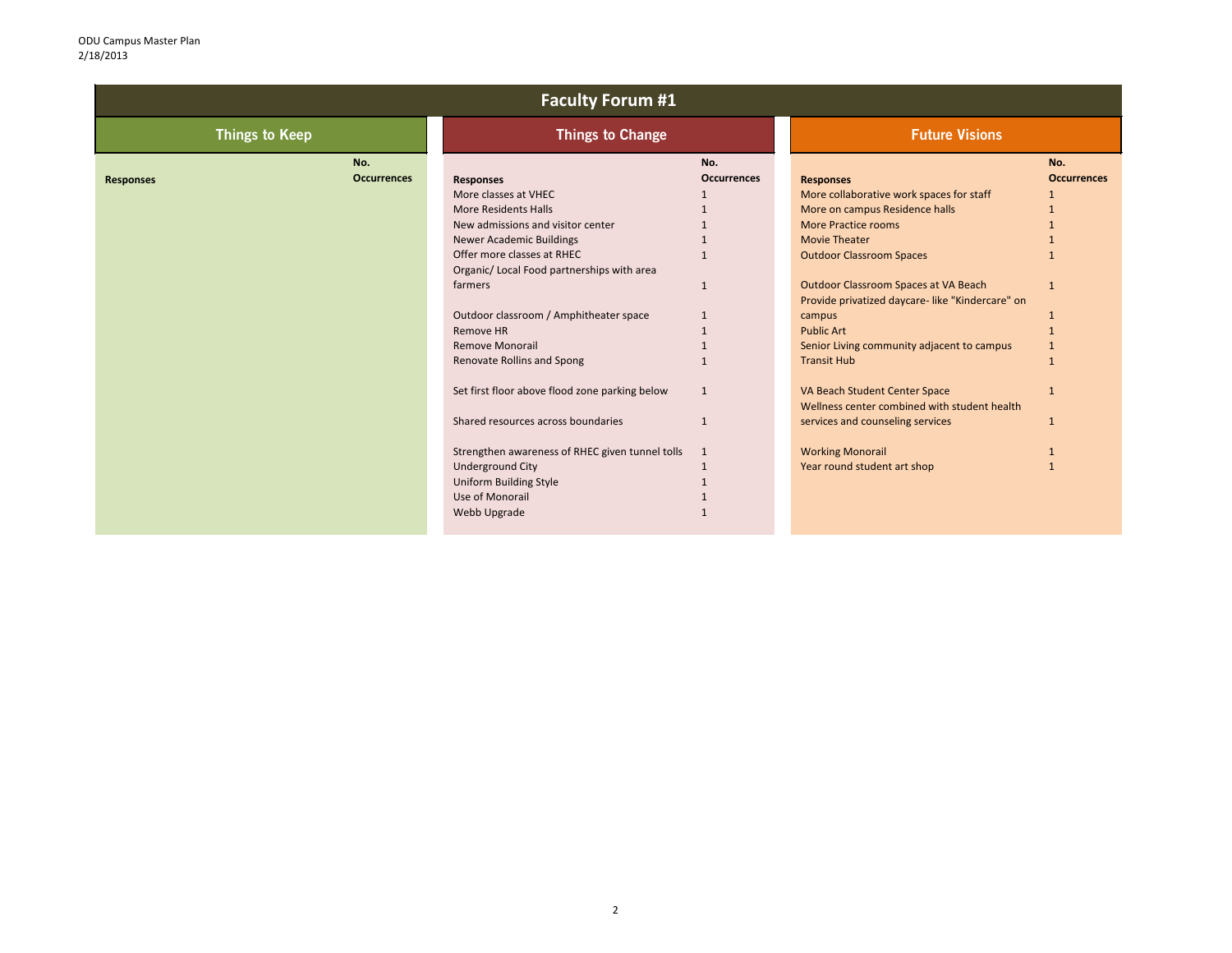ODU Campus Master Plan
2/18/2013

# Faculty Forum #1

## Things to Keep

| Responses | No. Occurrences |
|---|---|

## Things to Change

| Responses | No. Occurrences |
|---|---|
| More classes at VHEC | 1 |
| More Residents Halls | 1 |
| New admissions and visitor center | 1 |
| Newer Academic Buildings | 1 |
| Offer more classes at RHEC | 1 |
| Organic/ Local Food partnerships with area farmers | 1 |
| Outdoor classroom / Amphitheater space | 1 |
| Remove HR | 1 |
| Remove Monorail | 1 |
| Renovate Rollins and Spong | 1 |
| Set first floor above flood zone parking below | 1 |
| Shared resources across boundaries | 1 |
| Strengthen awareness of RHEC given tunnel tolls | 1 |
| Underground City | 1 |
| Uniform Building Style | 1 |
| Use of Monorail | 1 |
| Webb Upgrade | 1 |

## Future Visions

| Responses | No. Occurrences |
|---|---|
| More collaborative work spaces for staff | 1 |
| More on campus Residence halls | 1 |
| More Practice rooms | 1 |
| Movie Theater | 1 |
| Outdoor Classroom Spaces | 1 |
| Outdoor Classroom Spaces at VA Beach | 1 |
| Provide privatized daycare- like "Kindercare" on campus | 1 |
| Public Art | 1 |
| Senior Living community adjacent to campus | 1 |
| Transit Hub | 1 |
| VA Beach Student Center Space | 1 |
| Wellness center combined with student health services and counseling services | 1 |
| Working Monorail | 1 |
| Year round student art shop | 1 |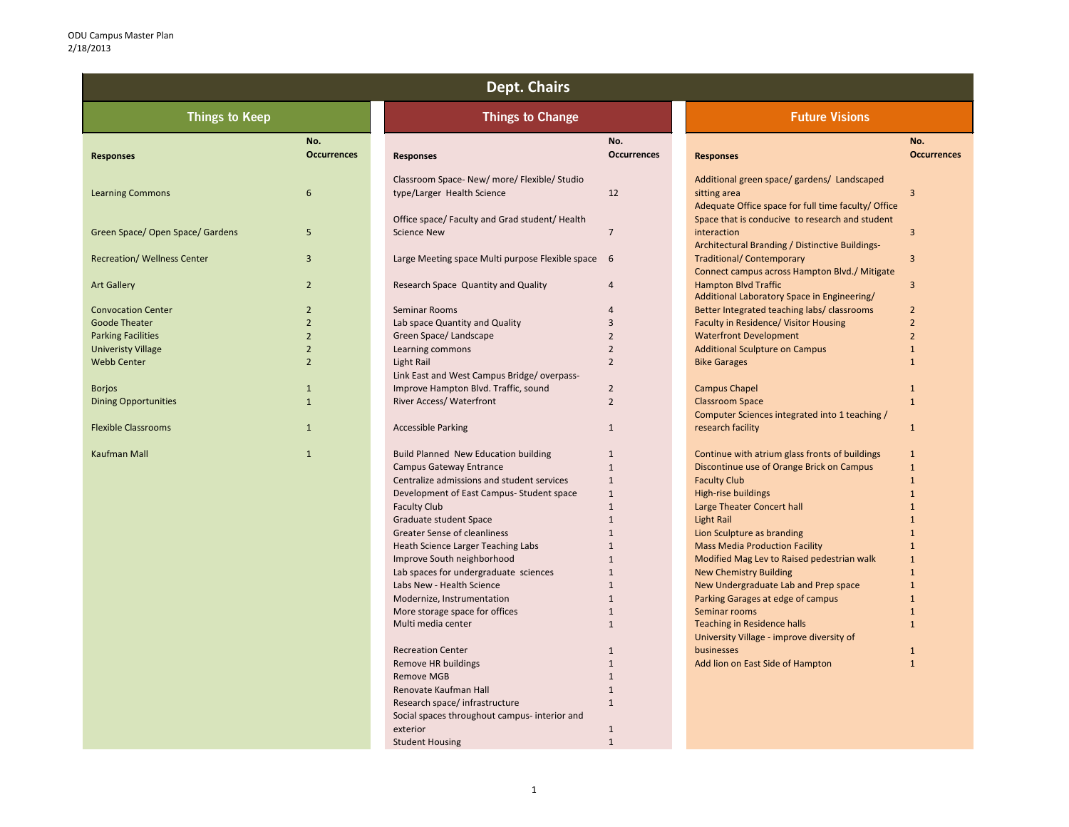# Dept. Chairs

## Things to Keep

| Responses | No. Occurrences |
|---|---|
| Learning Commons | 6 |
| Green Space/ Open Space/ Gardens | 5 |
| Recreation/ Wellness Center | 3 |
| Art Gallery | 2 |
| Convocation Center | 2 |
| Goode Theater | 2 |
| Parking Facilities | 2 |
| Univeristy Village | 2 |
| Webb Center | 2 |
| Borjos | 1 |
| Dining Opportunities | 1 |
| Flexible Classrooms | 1 |
| Kaufman Mall | 1 |

## Things to Change

| Responses | No. Occurrences |
|---|---|
| Classroom Space- New/ more/ Flexible/ Studio type/Larger Health Science | 12 |
| Office space/ Faculty and Grad student/ Health Science New | 7 |
| Large Meeting space Multi purpose Flexible space | 6 |
| Research Space Quantity and Quality | 4 |
| Seminar Rooms | 4 |
| Lab space Quantity and Quality | 3 |
| Green Space/ Landscape | 2 |
| Learning commons | 2 |
| Light Rail | 2 |
| Link East and West Campus Bridge/ overpass- Improve Hampton Blvd. Traffic, sound | 2 |
| River Access/ Waterfront | 2 |
| Accessible Parking | 1 |
| Build Planned New Education building | 1 |
| Campus Gateway Entrance | 1 |
| Centralize admissions and student services | 1 |
| Development of East Campus- Student space | 1 |
| Faculty Club | 1 |
| Graduate student Space | 1 |
| Greater Sense of cleanliness | 1 |
| Heath Science Larger Teaching Labs | 1 |
| Improve South neighborhood | 1 |
| Lab spaces for undergraduate sciences | 1 |
| Labs New - Health Science | 1 |
| Modernize, Instrumentation | 1 |
| More storage space for offices | 1 |
| Multi media center | 1 |
| Recreation Center | 1 |
| Remove HR buildings | 1 |
| Remove MGB | 1 |
| Renovate Kaufman Hall | 1 |
| Research space/ infrastructure | 1 |
| Social spaces throughout campus- interior and exterior | 1 |
| Student Housing | 1 |

## Future Visions

| Responses | No. Occurrences |
|---|---|
| Additional green space/ gardens/ Landscaped sitting area | 3 |
| Adequate Office space for full time faculty/ Office Space that is conducive to research and student interaction | 3 |
| Architectural Branding / Distinctive Buildings- Traditional/ Contemporary | 3 |
| Connect campus across Hampton Blvd./ Mitigate Hampton Blvd Traffic | 3 |
| Additional Laboratory Space in Engineering/ Better Integrated teaching labs/ classrooms | 2 |
| Faculty in Residence/ Visitor Housing | 2 |
| Waterfront Development | 2 |
| Additional Sculpture on Campus | 1 |
| Bike Garages | 1 |
| Campus Chapel | 1 |
| Classroom Space | 1 |
| Computer Sciences integrated into 1 teaching / research facility | 1 |
| Continue with atrium glass fronts of buildings | 1 |
| Discontinue use of Orange Brick on Campus | 1 |
| Faculty Club | 1 |
| High-rise buildings | 1 |
| Large Theater Concert hall | 1 |
| Light Rail | 1 |
| Lion Sculpture as branding | 1 |
| Mass Media Production Facility | 1 |
| Modified Mag Lev to Raised pedestrian walk | 1 |
| New Chemistry Building | 1 |
| New Undergraduate Lab and Prep space | 1 |
| Parking Garages at edge of campus | 1 |
| Seminar rooms | 1 |
| Teaching in Residence halls | 1 |
| University Village - improve diversity of businesses | 1 |
| Add lion on East Side of Hampton | 1 |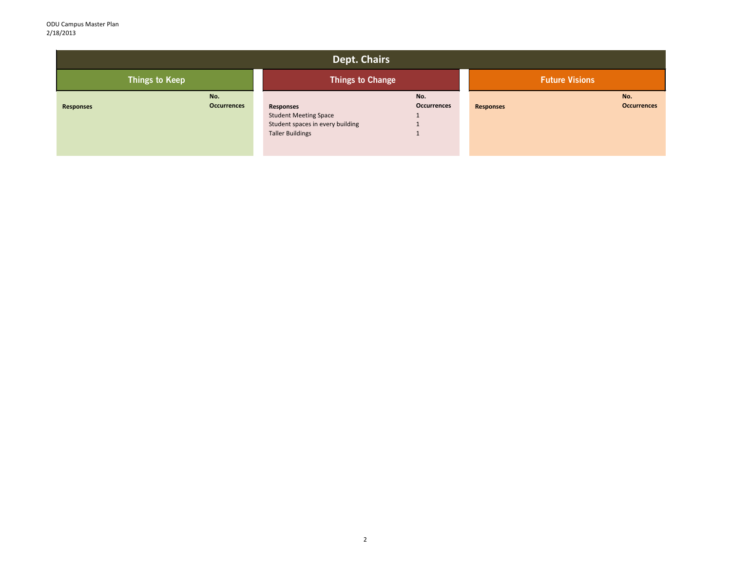## Dept. Chairs

### Things to Keep

| Responses | No. Occurrences |
| --- | --- |

### Things to Change

| Responses | No. Occurrences |
| --- | --- |
| Student Meeting Space | 1 |
| Student spaces in every building | 1 |
| Taller Buildings | 1 |

### Future Visions

| Responses | No. Occurrences |
| --- | --- |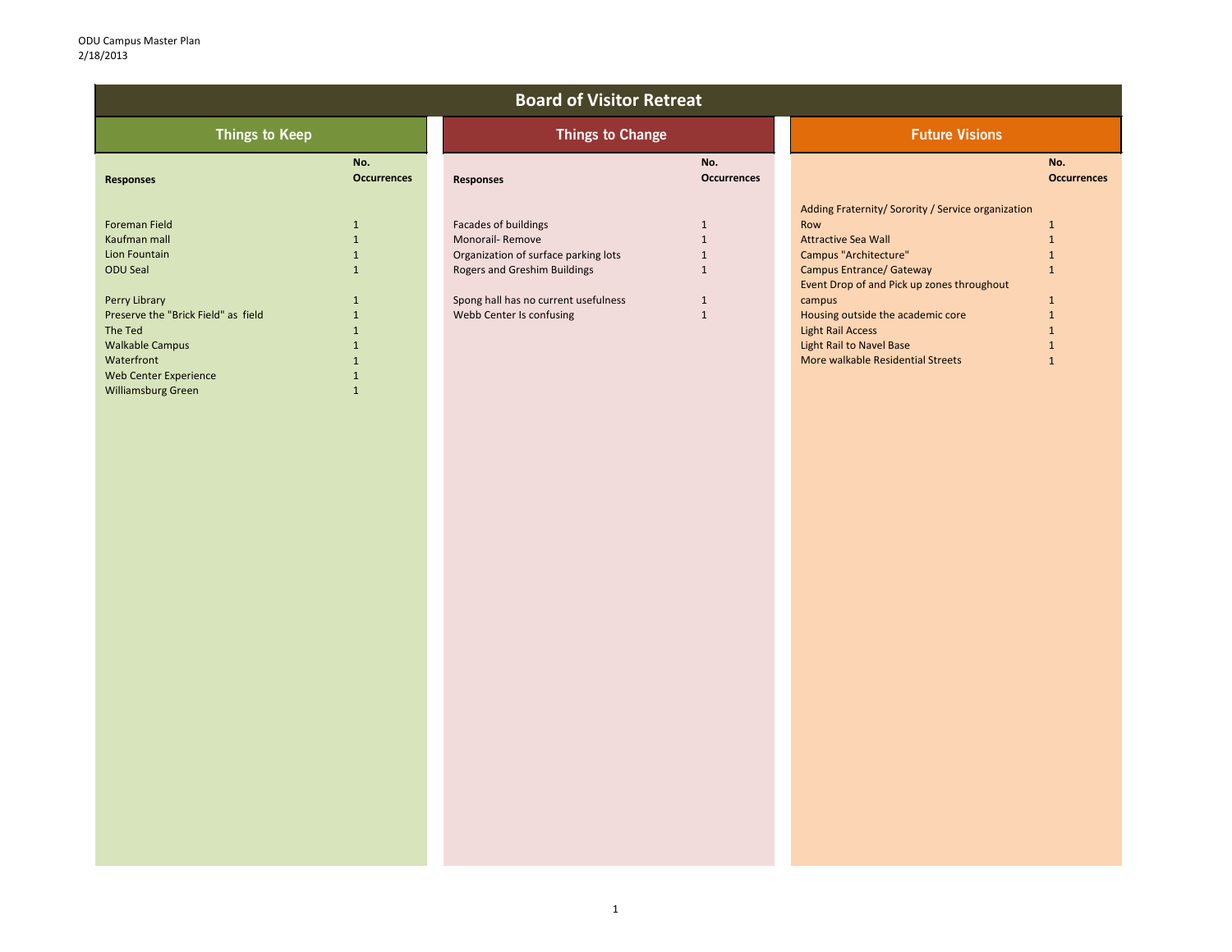ODU Campus Master Plan
2/18/2013

# Board of Visitor Retreat

## Things to Keep

| Responses | No. Occurrences |
|---|---|
| Foreman Field | 1 |
| Kaufman mall | 1 |
| Lion Fountain | 1 |
| ODU Seal | 1 |
| Perry Library | 1 |
| Preserve the "Brick Field" as field | 1 |
| The Ted | 1 |
| Walkable Campus | 1 |
| Waterfront | 1 |
| Web Center Experience | 1 |
| Williamsburg Green | 1 |

## Things to Change

| Responses | No. Occurrences |
|---|---|
| Facades of buildings | 1 |
| Monorail- Remove | 1 |
| Organization of surface parking lots | 1 |
| Rogers and Greshim Buildings | 1 |
| Spong hall has no current usefulness | 1 |
| Webb Center Is confusing | 1 |

## Future Visions

| | No. Occurrences |
|---|---|
| Adding Fraternity/ Sorority / Service organization Row | 1 |
| Attractive Sea Wall | 1 |
| Campus "Architecture" | 1 |
| Campus Entrance/ Gateway | 1 |
| Event Drop of and Pick up zones throughout campus | 1 |
| Housing outside the academic core | 1 |
| Light Rail Access | 1 |
| Light Rail to Navel Base | 1 |
| More walkable Residential Streets | 1 |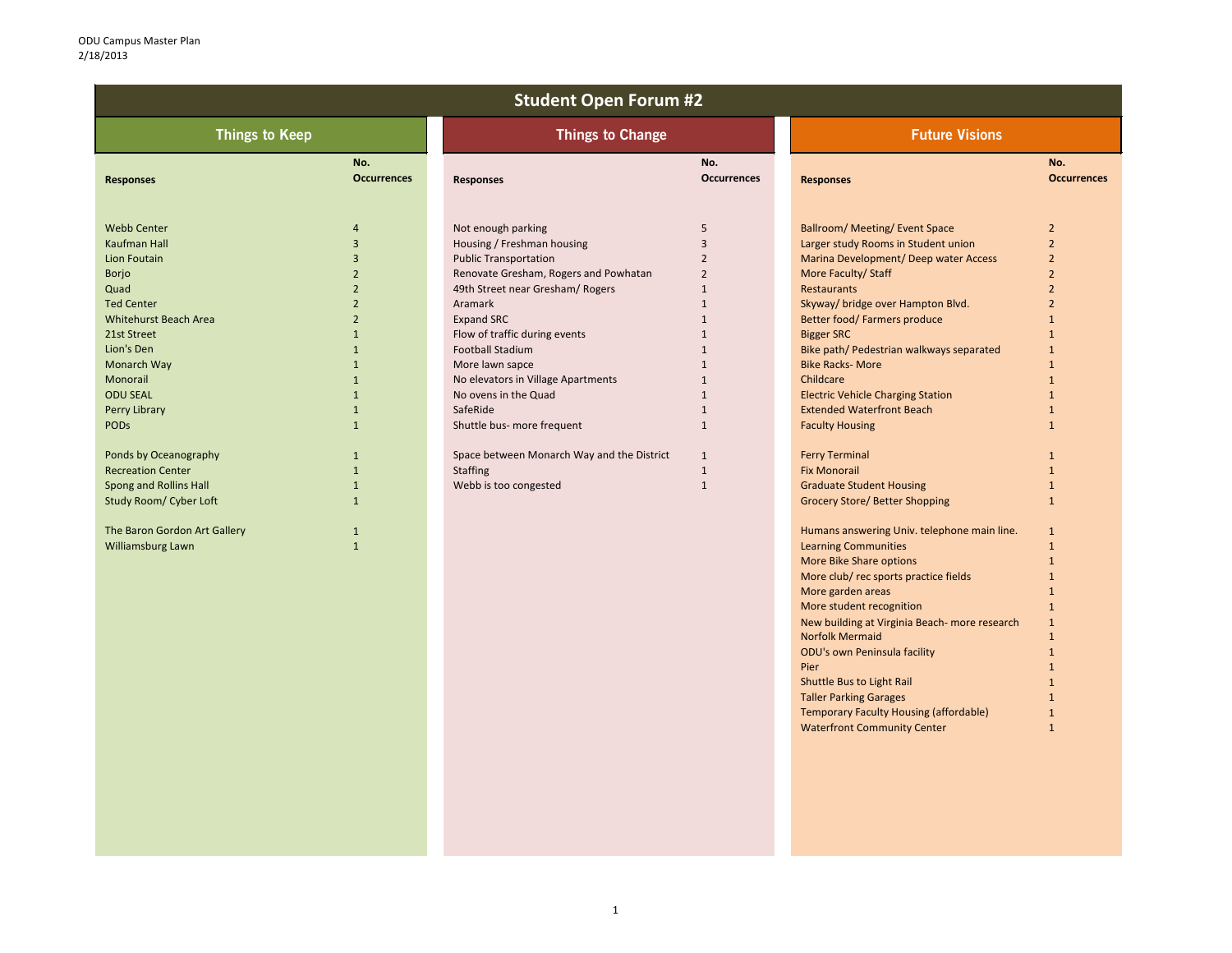ODU Campus Master Plan
2/18/2013

# Student Open Forum #2

## Things to Keep

| Responses | No. Occurrences |
|---|---|
| Webb Center | 4 |
| Kaufman Hall | 3 |
| Lion Foutain | 3 |
| Borjo | 2 |
| Quad | 2 |
| Ted Center | 2 |
| Whitehurst Beach Area | 2 |
| 21st Street | 1 |
| Lion's Den | 1 |
| Monarch Way | 1 |
| Monorail | 1 |
| ODU SEAL | 1 |
| Perry Library | 1 |
| PODs | 1 |
| Ponds by Oceanography | 1 |
| Recreation Center | 1 |
| Spong and Rollins Hall | 1 |
| Study Room/ Cyber Loft | 1 |
| The Baron Gordon Art Gallery | 1 |
| Williamsburg Lawn | 1 |

## Things to Change

| Responses | No. Occurrences |
|---|---|
| Not enough parking | 5 |
| Housing / Freshman housing | 3 |
| Public Transportation | 2 |
| Renovate Gresham, Rogers and Powhatan | 2 |
| 49th Street near Gresham/ Rogers | 1 |
| Aramark | 1 |
| Expand SRC | 1 |
| Flow of traffic during events | 1 |
| Football Stadium | 1 |
| More lawn sapce | 1 |
| No elevators in Village Apartments | 1 |
| No ovens in the Quad | 1 |
| SafeRide | 1 |
| Shuttle bus- more frequent | 1 |
| Space between Monarch Way and the District | 1 |
| Staffing | 1 |
| Webb is too congested | 1 |

## Future Visions

| Responses | No. Occurrences |
|---|---|
| Ballroom/ Meeting/ Event Space | 2 |
| Larger study Rooms in Student union | 2 |
| Marina Development/ Deep water Access | 2 |
| More Faculty/ Staff | 2 |
| Restaurants | 2 |
| Skyway/ bridge over Hampton Blvd. | 2 |
| Better food/ Farmers produce | 1 |
| Bigger SRC | 1 |
| Bike path/ Pedestrian walkways separated | 1 |
| Bike Racks- More | 1 |
| Childcare | 1 |
| Electric Vehicle Charging Station | 1 |
| Extended Waterfront Beach | 1 |
| Faculty Housing | 1 |
| Ferry Terminal | 1 |
| Fix Monorail | 1 |
| Graduate Student Housing | 1 |
| Grocery Store/ Better Shopping | 1 |
| Humans answering Univ. telephone main line. | 1 |
| Learning Communities | 1 |
| More Bike Share options | 1 |
| More club/ rec sports practice fields | 1 |
| More garden areas | 1 |
| More student recognition | 1 |
| New building at Virginia Beach- more research | 1 |
| Norfolk Mermaid | 1 |
| ODU's own Peninsula facility | 1 |
| Pier | 1 |
| Shuttle Bus to Light Rail | 1 |
| Taller Parking Garages | 1 |
| Temporary Faculty Housing (affordable) | 1 |
| Waterfront Community Center | 1 |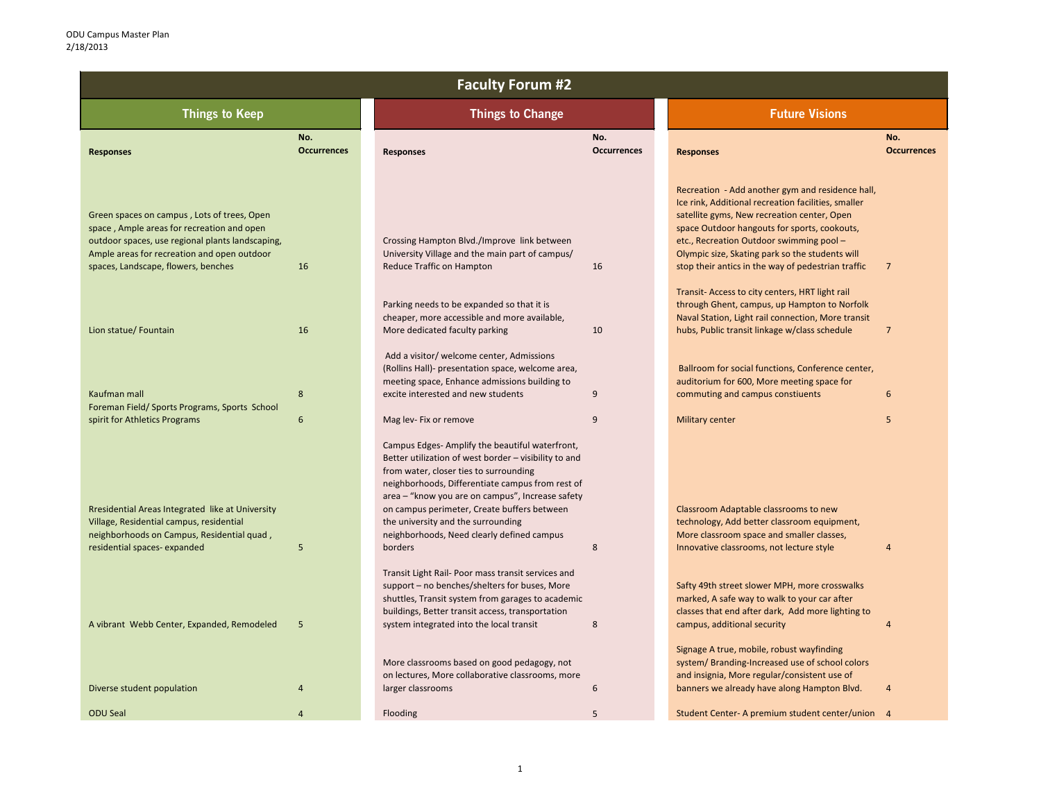# Faculty Forum #2

| Things to Keep | | Things to Change | | Future Visions | |
|---|---|---|---|---|---|
| **Responses** | **No. Occurrences** | **Responses** | **No. Occurrences** | **Responses** | **No. Occurrences** |
| Green spaces on campus , Lots of trees, Open space , Ample areas for recreation and open outdoor spaces, use regional plants landscaping, Ample areas for recreation and open outdoor spaces, Landscape, flowers, benches | 16 | Crossing Hampton Blvd./Improve link between University Village and the main part of campus/ Reduce Traffic on Hampton | 16 | Recreation - Add another gym and residence hall, Ice rink, Additional recreation facilities, smaller satellite gyms, New recreation center, Open space Outdoor hangouts for sports, cookouts, etc., Recreation Outdoor swimming pool – Olympic size, Skating park so the students will stop their antics in the way of pedestrian traffic | 7 |
| Lion statue/ Fountain | 16 | Parking needs to be expanded so that it is cheaper, more accessible and more available, More dedicated faculty parking | 10 | Transit- Access to city centers, HRT light rail through Ghent, campus, up Hampton to Norfolk Naval Station, Light rail connection, More transit hubs, Public transit linkage w/class schedule | 7 |
| Kaufman mall | 8 | Add a visitor/ welcome center, Admissions (Rollins Hall)- presentation space, welcome area, meeting space, Enhance admissions building to excite interested and new students | 9 | Ballroom for social functions, Conference center, auditorium for 600, More meeting space for commuting and campus constiuents | 6 |
| Foreman Field/ Sports Programs, Sports School spirit for Athletics Programs | 6 | Mag lev- Fix or remove | 9 | Military center | 5 |
| Rresidential Areas Integrated like at University Village, Residential campus, residential neighborhoods on Campus, Residential quad , residential spaces- expanded | 5 | Campus Edges- Amplify the beautiful waterfront, Better utilization of west border – visibility to and from water, closer ties to surrounding neighborhoods, Differentiate campus from rest of area – "know you are on campus", Increase safety on campus perimeter, Create buffers between the university and the surrounding neighborhoods, Need clearly defined campus borders | 8 | Classroom Adaptable classrooms to new technology, Add better classroom equipment, More classroom space and smaller classes, Innovative classrooms, not lecture style | 4 |
| A vibrant Webb Center, Expanded, Remodeled | 5 | Transit Light Rail- Poor mass transit services and support – no benches/shelters for buses, More shuttles, Transit system from garages to academic buildings, Better transit access, transportation system integrated into the local transit | 8 | Safty 49th street slower MPH, more crosswalks marked, A safe way to walk to your car after classes that end after dark, Add more lighting to campus, additional security | 4 |
| Diverse student population | 4 | More classrooms based on good pedagogy, not on lectures, More collaborative classrooms, more larger classrooms | 6 | Signage A true, mobile, robust wayfinding system/ Branding-Increased use of school colors and insignia, More regular/consistent use of banners we already have along Hampton Blvd. | 4 |
| ODU Seal | 4 | Flooding | 5 | Student Center- A premium student center/union | 4 |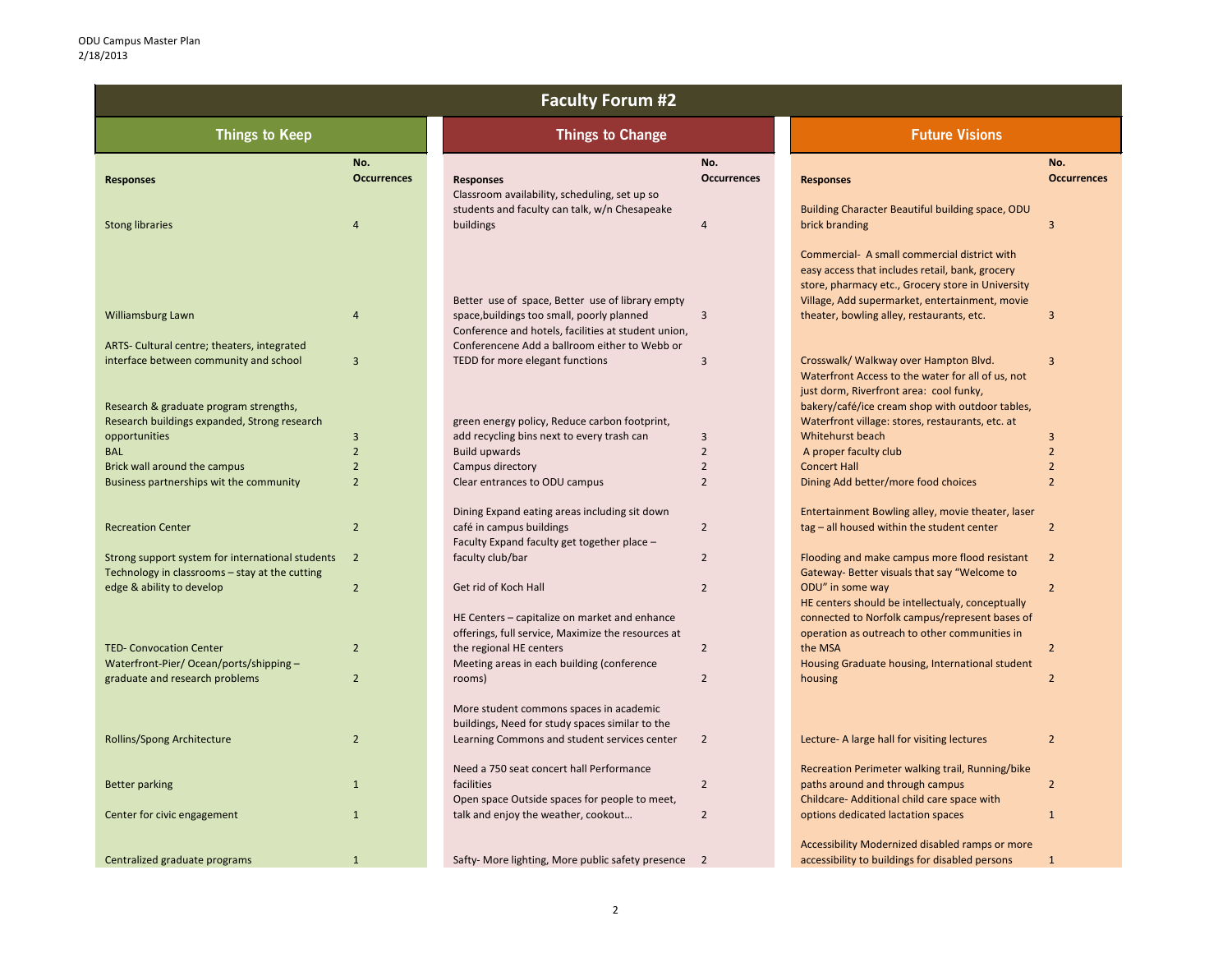# Faculty Forum #2

## Things to Keep

| Responses | No. Occurrences |
|---|---|
| Stong libraries | 4 |
| Williamsburg Lawn | 4 |
| ARTS- Cultural centre; theaters, integrated interface between community and school | 3 |
| Research & graduate program strengths, Research buildings expanded, Strong research opportunities | 3 |
| BAL | 2 |
| Brick wall around the campus | 2 |
| Business partnerships wit the community | 2 |
| Recreation Center | 2 |
| Strong support system for international students | 2 |
| Technology in classrooms – stay at the cutting edge & ability to develop | 2 |
| TED- Convocation Center | 2 |
| Waterfront-Pier/ Ocean/ports/shipping – graduate and research problems | 2 |
| Rollins/Spong Architecture | 2 |
| Better parking | 1 |
| Center for civic engagement | 1 |
| Centralized graduate programs | 1 |

## Things to Change

| Responses | No. Occurrences |
|---|---|
| Classroom availability, scheduling, set up so students and faculty can talk, w/n Chesapeake buildings | 4 |
| Better use of space, Better use of library empty space,buildings too small, poorly planned | 3 |
| Conference and hotels, facilities at student union, Conferencene Add a ballroom either to Webb or TEDD for more elegant functions | 3 |
| green energy policy, Reduce carbon footprint, add recycling bins next to every trash can | 3 |
| Build upwards | 2 |
| Campus directory | 2 |
| Clear entrances to ODU campus | 2 |
| Dining Expand eating areas including sit down café in campus buildings | 2 |
| Faculty Expand faculty get together place – faculty club/bar | 2 |
| Get rid of Koch Hall | 2 |
| HE Centers – capitalize on market and enhance offerings, full service, Maximize the resources at the regional HE centers | 2 |
| Meeting areas in each building (conference rooms) | 2 |
| More student commons spaces in academic buildings, Need for study spaces similar to the Learning Commons and student services center | 2 |
| Need a 750 seat concert hall Performance facilities | 2 |
| Open space Outside spaces for people to meet, talk and enjoy the weather, cookout… | 2 |
| Safty- More lighting, More public safety presence | 2 |

## Future Visions

| Responses | No. Occurrences |
|---|---|
| Building Character Beautiful building space, ODU brick branding | 3 |
| Commercial- A small commercial district with easy access that includes retail, bank, grocery store, pharmacy etc., Grocery store in University Village, Add supermarket, entertainment, movie theater, bowling alley, restaurants, etc. | 3 |
| Crosswalk/ Walkway over Hampton Blvd. | 3 |
| Waterfront Access to the water for all of us, not just dorm, Riverfront area: cool funky, bakery/café/ice cream shop with outdoor tables, Waterfront village: stores, restaurants, etc. at Whitehurst beach | 3 |
| A proper faculty club | 2 |
| Concert Hall | 2 |
| Dining Add better/more food choices | 2 |
| Entertainment Bowling alley, movie theater, laser tag – all housed within the student center | 2 |
| Flooding and make campus more flood resistant | 2 |
| Gateway- Better visuals that say "Welcome to ODU" in some way | 2 |
| HE centers should be intellectualy, conceptually connected to Norfolk campus/represent bases of operation as outreach to other communities in the MSA | 2 |
| Housing Graduate housing, International student housing | 2 |
| Lecture- A large hall for visiting lectures | 2 |
| Recreation Perimeter walking trail, Running/bike paths around and through campus | 2 |
| Childcare- Additional child care space with options dedicated lactation spaces | 1 |
| Accessibility Modernized disabled ramps or more accessibility to buildings for disabled persons | 1 |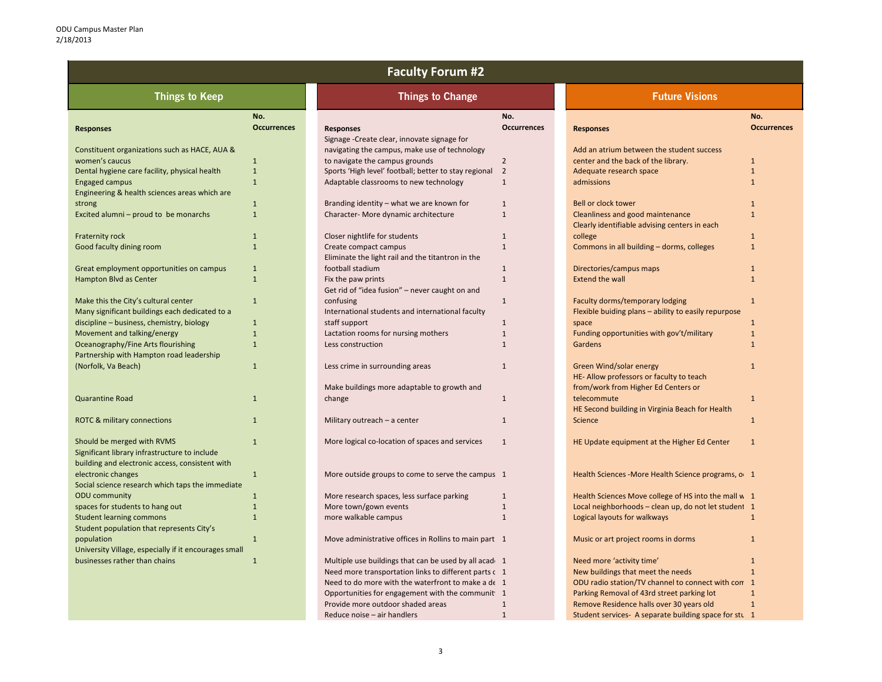## Faculty Forum #2

### Things to Keep

| Responses | No. Occurrences |
|---|---|
| Constituent organizations such as HACE, AUA & women's caucus | 1 |
| Dental hygiene care facility, physical health | 1 |
| Engaged campus | 1 |
| Engineering & health sciences areas which are strong | 1 |
| Excited alumni – proud to be monarchs | 1 |
| Fraternity rock | 1 |
| Good faculty dining room | 1 |
| Great employment opportunities on campus | 1 |
| Hampton Blvd as Center | 1 |
| Make this the City's cultural center | 1 |
| Many significant buildings each dedicated to a discipline – business, chemistry, biology | 1 |
| Movement and talking/energy | 1 |
| Oceanography/Fine Arts flourishing | 1 |
| Partnership with Hampton road leadership (Norfolk, Va Beach) | 1 |
| Quarantine Road | 1 |
| ROTC & military connections | 1 |
| Should be merged with RVMS | 1 |
| Significant library infrastructure to include building and electronic access, consistent with electronic changes | 1 |
| Social science research which taps the immediate ODU community | 1 |
| spaces for students to hang out | 1 |
| Student learning commons | 1 |
| Student population that represents City's population | 1 |
| University Village, especially if it encourages small businesses rather than chains | 1 |

### Things to Change

| Responses | No. Occurrences |
|---|---|
| Signage -Create clear, innovate signage for navigating the campus, make use of technology to navigate the campus grounds | 2 |
| Sports 'High level' football; better to stay regional | 2 |
| Adaptable classrooms to new technology | 1 |
| Branding identity – what we are known for | 1 |
| Character- More dynamic architecture | 1 |
| Closer nightlife for students | 1 |
| Create compact campus | 1 |
| Eliminate the light rail and the titantron in the football stadium | 1 |
| Fix the paw prints | 1 |
| Get rid of "idea fusion" – never caught on and confusing | 1 |
| International students and international faculty staff support | 1 |
| Lactation rooms for nursing mothers | 1 |
| Less construction | 1 |
| Less crime in surrounding areas | 1 |
| Make buildings more adaptable to growth and change | 1 |
| Military outreach – a center | 1 |
| More logical co-location of spaces and services | 1 |
| More outside groups to come to serve the campus | 1 |
| More research spaces, less surface parking | 1 |
| More town/gown events | 1 |
| more walkable campus | 1 |
| Move administrative offices in Rollins to main part | 1 |
| Multiple use buildings that can be used by all acad | 1 |
| Need more transportation links to different parts c | 1 |
| Need to do more with the waterfront to make a de | 1 |
| Opportunities for engagement with the communit | 1 |
| Provide more outdoor shaded areas | 1 |
| Reduce noise – air handlers | 1 |

### Future Visions

| Responses | No. Occurrences |
|---|---|
| Add an atrium between the student success center and the back of the library. | 1 |
| Adequate research space | 1 |
| admissions | 1 |
| Bell or clock tower | 1 |
| Cleanliness and good maintenance | 1 |
| Clearly identifiable advising centers in each college | 1 |
| Commons in all building – dorms, colleges | 1 |
| Directories/campus maps | 1 |
| Extend the wall | 1 |
| Faculty dorms/temporary lodging | 1 |
| Flexible buiding plans – ability to easily repurpose space | 1 |
| Funding opportunities with gov't/military | 1 |
| Gardens | 1 |
| Green Wind/solar energy | 1 |
| HE- Allow professors or faculty to teach from/work from Higher Ed Centers or telecommute | 1 |
| HE Second building in Virginia Beach for Health Science | 1 |
| HE Update equipment at the Higher Ed Center | 1 |
| Health Sciences -More Health Science programs, o | 1 |
| Health Sciences Move college of HS into the mall w | 1 |
| Local neighborhoods – clean up, do not let student | 1 |
| Logical layouts for walkways | 1 |
| Music or art project rooms in dorms | 1 |
| Need more 'activity time' | 1 |
| New buildings that meet the needs | 1 |
| ODU radio station/TV channel to connect with com | 1 |
| Parking Removal of 43rd street parking lot | 1 |
| Remove Residence halls over 30 years old | 1 |
| Student services- A separate building space for stu | 1 |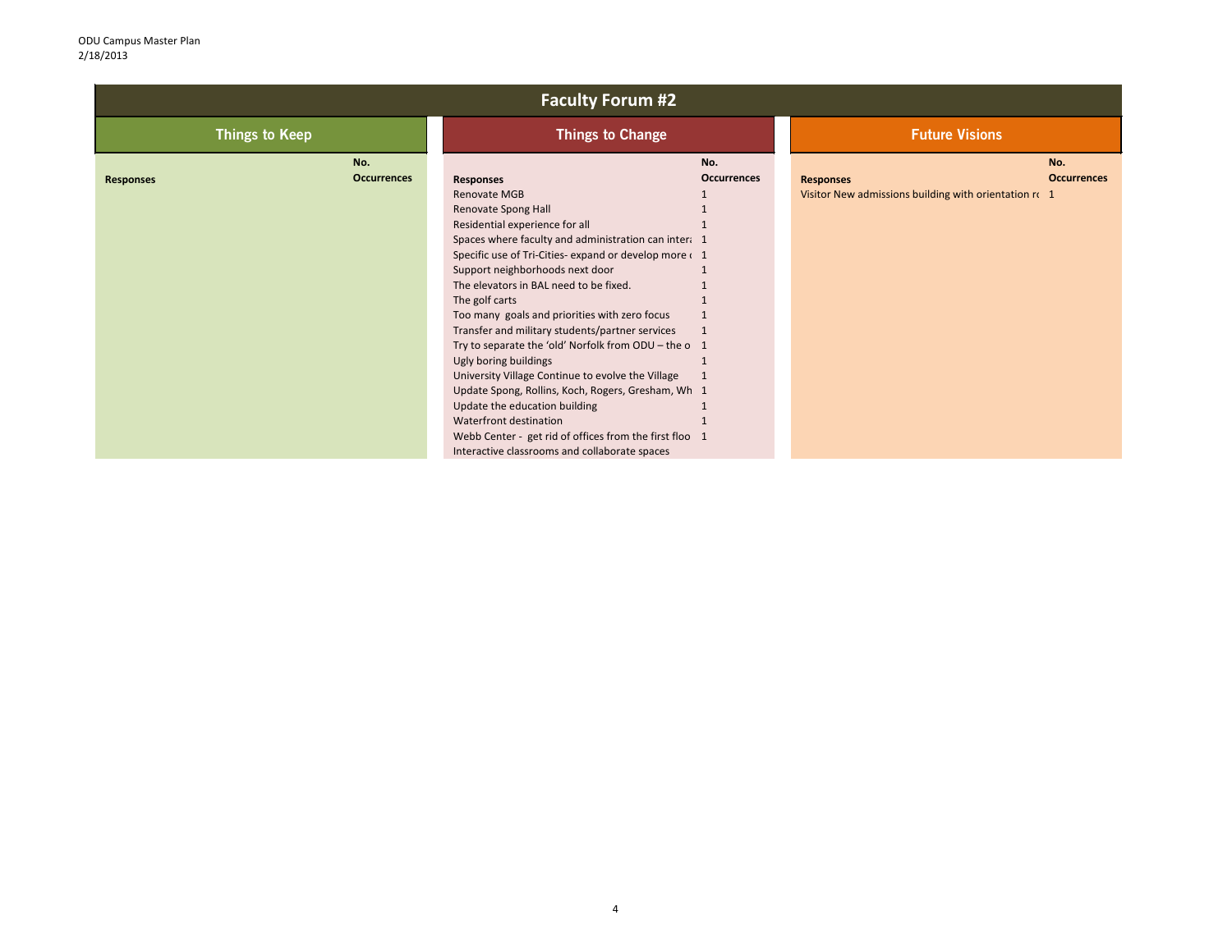# Faculty Forum #2

## Things to Keep

| Responses | No. Occurrences |
|---|---|

## Things to Change

| Responses | No. Occurrences |
|---|---|
| Renovate MGB | 1 |
| Renovate Spong Hall | 1 |
| Residential experience for all | 1 |
| Spaces where faculty and administration can intera | 1 |
| Specific use of Tri-Cities- expand or develop more ( | 1 |
| Support neighborhoods next door | 1 |
| The elevators in BAL need to be fixed. | 1 |
| The golf carts | 1 |
| Too many goals and priorities with zero focus | 1 |
| Transfer and military students/partner services | 1 |
| Try to separate the 'old' Norfolk from ODU – the o | 1 |
| Ugly boring buildings | 1 |
| University Village Continue to evolve the Village | 1 |
| Update Spong, Rollins, Koch, Rogers, Gresham, Wh | 1 |
| Update the education building | 1 |
| Waterfront destination | 1 |
| Webb Center - get rid of offices from the first floo | 1 |
| Interactive classrooms and collaborate spaces | |

## Future Visions

| Responses | No. Occurrences |
|---|---|
| Visitor New admissions building with orientation r( | 1 |